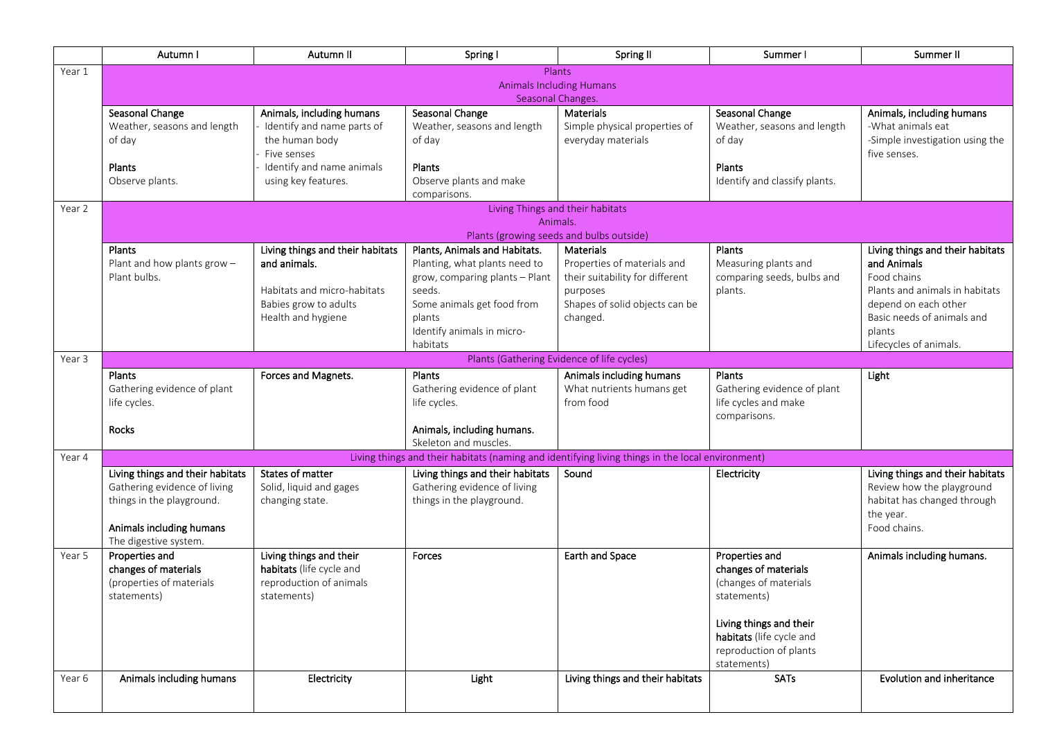| | Autumn I | Autumn II | Spring I | Spring II | Summer I | Summer II |
|---|---|---|---|---|---|---|
| Year 1 | Plants<br>Animals Including Humans<br>Seasonal Changes. | | | | | |
| | **Seasonal Change**<br>Weather, seasons and length of day<br><br>**Plants**<br>Observe plants. | **Animals, including humans**<br>- Identify and name parts of the human body<br>- Five senses<br>- Identify and name animals using key features. | **Seasonal Change**<br>Weather, seasons and length of day<br><br>**Plants**<br>Observe plants and make comparisons. | **Materials**<br>Simple physical properties of everyday materials | **Seasonal Change**<br>Weather, seasons and length of day<br><br>**Plants**<br>Identify and classify plants. | **Animals, including humans**<br>-What animals eat<br>-Simple investigation using the five senses. |
| Year 2 | Living Things and their habitats<br>Animals.<br>Plants (growing seeds and bulbs outside) | | | | | |
| | **Plants**<br>Plant and how plants grow – Plant bulbs. | **Living things and their habitats and animals.**<br><br>Habitats and micro-habitats<br>Babies grow to adults<br>Health and hygiene | **Plants, Animals and Habitats.**<br>Planting, what plants need to grow, comparing plants – Plant seeds.<br>Some animals get food from plants<br>Identify animals in micro-habitats | **Materials**<br>Properties of materials and their suitability for different purposes<br>Shapes of solid objects can be changed. | **Plants**<br>Measuring plants and comparing seeds, bulbs and plants. | **Living things and their habitats and Animals**<br>Food chains<br>Plants and animals in habitats depend on each other<br>Basic needs of animals and plants<br>Lifecycles of animals. |
| Year 3 | Plants (Gathering Evidence of life cycles) | | | | | |
| | **Plants**<br>Gathering evidence of plant life cycles.<br><br>**Rocks** | **Forces and Magnets.** | **Plants**<br>Gathering evidence of plant life cycles.<br><br>**Animals, including humans.**<br>Skeleton and muscles. | **Animals including humans**<br>What nutrients humans get from food | **Plants**<br>Gathering evidence of plant life cycles and make comparisons. | **Light** |
| Year 4 | Living things and their habitats (naming and identifying living things in the local environment) | | | | | |
| | **Living things and their habitats**<br>Gathering evidence of living things in the playground.<br><br>**Animals including humans**<br>The digestive system. | **States of matter**<br>Solid, liquid and gages changing state. | **Living things and their habitats**<br>Gathering evidence of living things in the playground. | **Sound** | **Electricity** | **Living things and their habitats**<br>Review how the playground habitat has changed through the year.<br>Food chains. |
| Year 5 | **Properties and changes of materials**<br>(properties of materials statements) | **Living things and their habitats** (life cycle and reproduction of animals statements) | **Forces** | **Earth and Space** | **Properties and changes of materials**<br>(changes of materials statements)<br><br>**Living things and their habitats** (life cycle and reproduction of plants statements) | **Animals including humans.** |
| Year 6 | **Animals including humans** | **Electricity** | **Light** | **Living things and their habitats** | **SATs** | **Evolution and inheritance** |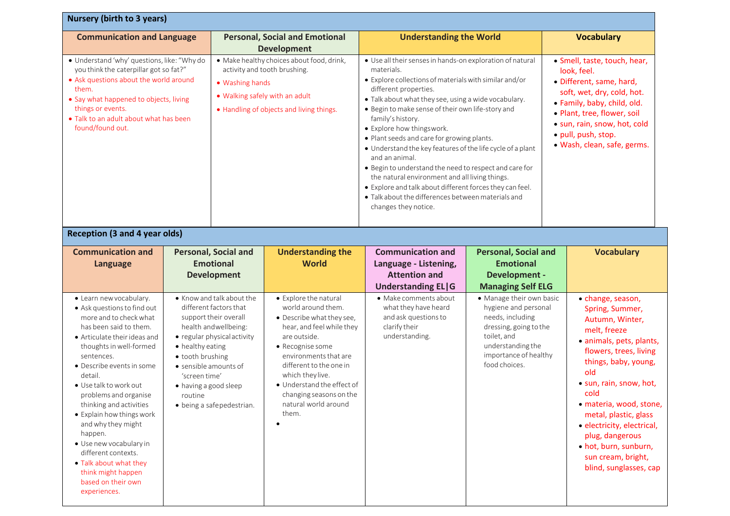## Nursery (birth to 3 years)

| Communication and Language | Personal, Social and Emotional Development | Understanding the World | Vocabulary |
|---|---|---|---|
| • Understand 'why' questions, like: "Why do you think the caterpillar got so fat?"<br>• Ask questions about the world around them.<br>• Say what happened to objects, living things or events.<br>• Talk to an adult about what has been found/found out. | • Make healthy choices about food, drink, activity and tooth brushing.<br>• Washing hands<br>• Walking safely with an adult<br>• Handling of objects and living things. | • Use all their senses in hands-on exploration of natural materials.<br>• Explore collections of materials with similar and/or different properties.<br>• Talk about what they see, using a wide vocabulary.<br>• Begin to make sense of their own life-story and family's history.<br>• Explore how things work.<br>• Plant seeds and care for growing plants.<br>• Understand the key features of the life cycle of a plant and an animal.<br>• Begin to understand the need to respect and care for the natural environment and all living things.<br>• Explore and talk about different forces they can feel.<br>• Talk about the differences between materials and changes they notice. | • Smell, taste, touch, hear, look, feel.<br>• Different, same, hard, soft, wet, dry, cold, hot.<br>• Family, baby, child, old.<br>• Plant, tree, flower, soil<br>• sun, rain, snow, hot, cold<br>• pull, push, stop.<br>• Wash, clean, safe, germs. |

## Reception (3 and 4 year olds)

| Communication and Language | Personal, Social and Emotional Development | Understanding the World | Communication and Language - Listening, Attention and Understanding EL\|G | Personal, Social and Emotional Development - Managing Self ELG | Vocabulary |
|---|---|---|---|---|---|
| • Learn new vocabulary.<br>• Ask questions to find out more and to check what has been said to them.<br>• Articulate their ideas and thoughts in well-formed sentences.<br>• Describe events in some detail.<br>• Use talk to work out problems and organise thinking and activities<br>• Explain how things work and why they might happen.<br>• Use new vocabulary in different contexts.<br>• Talk about what they think might happen based on their own experiences. | • Know and talk about the different factors that support their overall health and wellbeing:<br>• regular physical activity<br>• healthy eating<br>• tooth brushing<br>• sensible amounts of 'screen time'<br>• having a good sleep routine<br>• being a safe pedestrian. | • Explore the natural world around them.<br>• Describe what they see, hear, and feel while they are outside.<br>• Recognise some environments that are different to the one in which they live.<br>• Understand the effect of changing seasons on the natural world around them.<br>• | • Make comments about what they have heard and ask questions to clarify their understanding. | • Manage their own basic hygiene and personal needs, including dressing, going to the toilet, and understanding the importance of healthy food choices. | • change, season, Spring, Summer, Autumn, Winter, melt, freeze<br>• animals, pets, plants, flowers, trees, living things, baby, young, old<br>• sun, rain, snow, hot, cold<br>• materia, wood, stone, metal, plastic, glass<br>• electricity, electrical, plug, dangerous<br>• hot, burn, sunburn, sun cream, bright, blind, sunglasses, cap |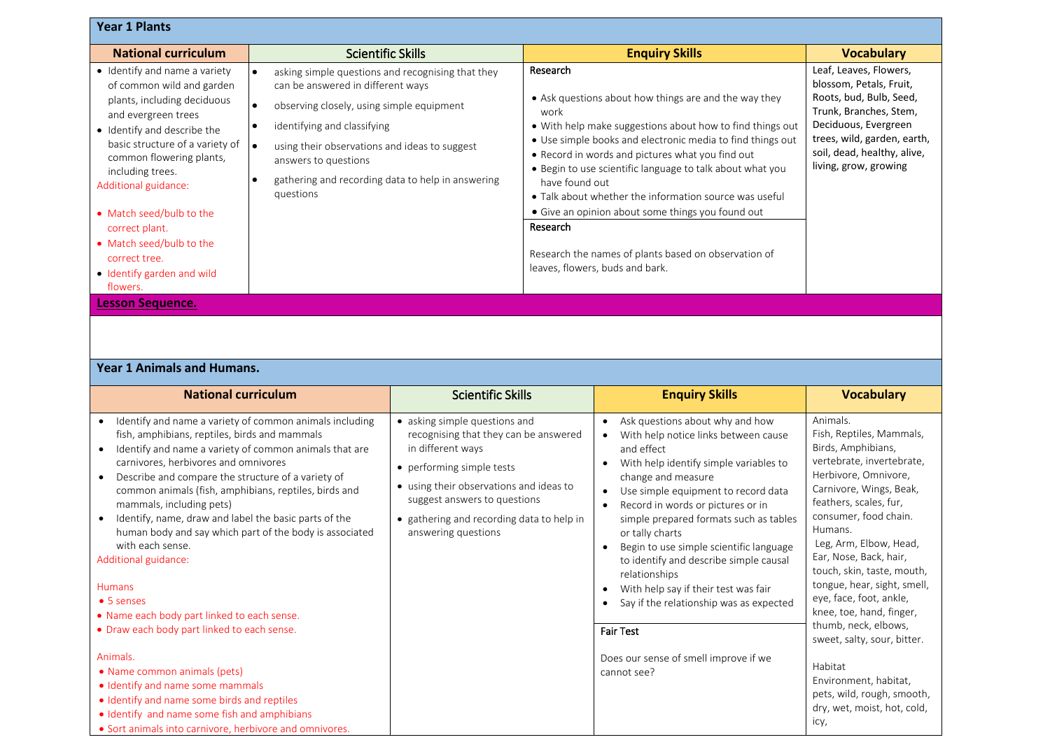## Year 1 Plants

| National curriculum | Scientific Skills | Enquiry Skills | Vocabulary |
|---|---|---|---|
| • Identify and name a variety of common wild and garden plants, including deciduous and evergreen trees<br>• Identify and describe the basic structure of a variety of common flowering plants, including trees.<br>Additional guidance:<br>• Match seed/bulb to the correct plant.<br>• Match seed/bulb to the correct tree.<br>• Identify garden and wild flowers. | • asking simple questions and recognising that they can be answered in different ways<br>• observing closely, using simple equipment<br>• identifying and classifying<br>• using their observations and ideas to suggest answers to questions<br>• gathering and recording data to help in answering questions | **Research**<br>• Ask questions about how things are and the way they work<br>• With help make suggestions about how to find things out<br>• Use simple books and electronic media to find things out<br>• Record in words and pictures what you find out<br>• Begin to use scientific language to talk about what you have found out<br>• Talk about whether the information source was useful<br>• Give an opinion about some things you found out<br>**Research**<br>Research the names of plants based on observation of leaves, flowers, buds and bark. | Leaf, Leaves, Flowers, blossom, Petals, Fruit, Roots, bud, Bulb, Seed, Trunk, Branches, Stem, Deciduous, Evergreen trees, wild, garden, earth, soil, dead, healthy, alive, living, grow, growing |

**Lesson Sequence.**

## Year 1 Animals and Humans.

| National curriculum | Scientific Skills | Enquiry Skills | Vocabulary |
|---|---|---|---|
| • Identify and name a variety of common animals including fish, amphibians, reptiles, birds and mammals<br>• Identify and name a variety of common animals that are carnivores, herbivores and omnivores<br>• Describe and compare the structure of a variety of common animals (fish, amphibians, reptiles, birds and mammals, including pets)<br>• Identify, name, draw and label the basic parts of the human body and say which part of the body is associated with each sense.<br>Additional guidance:<br>Humans<br>• 5 senses<br>• Name each body part linked to each sense.<br>• Draw each body part linked to each sense.<br>Animals.<br>• Name common animals (pets)<br>• Identify and name some mammals<br>• Identify and name some birds and reptiles<br>• Identify and name some fish and amphibians<br>• Sort animals into carnivore, herbivore and omnivores. | • asking simple questions and recognising that they can be answered in different ways<br>• performing simple tests<br>• using their observations and ideas to suggest answers to questions<br>• gathering and recording data to help in answering questions | • Ask questions about why and how<br>• With help notice links between cause and effect<br>• With help identify simple variables to change and measure<br>• Use simple equipment to record data<br>• Record in words or pictures or in simple prepared formats such as tables or tally charts<br>• Begin to use simple scientific language to identify and describe simple causal relationships<br>• With help say if their test was fair<br>• Say if the relationship was as expected<br>**Fair Test**<br>Does our sense of smell improve if we cannot see? | Animals.<br>Fish, Reptiles, Mammals, Birds, Amphibians, vertebrate, invertebrate, Herbivore, Omnivore, Carnivore, Wings, Beak, feathers, scales, fur, consumer, food chain.<br>Humans.<br>Leg, Arm, Elbow, Head, Ear, Nose, Back, hair, touch, skin, taste, mouth, tongue, hear, sight, smell, eye, face, foot, ankle, knee, toe, hand, finger, thumb, neck, elbows, sweet, salty, sour, bitter.<br>Habitat<br>Environment, habitat, pets, wild, rough, smooth, dry, wet, moist, hot, cold, icy, |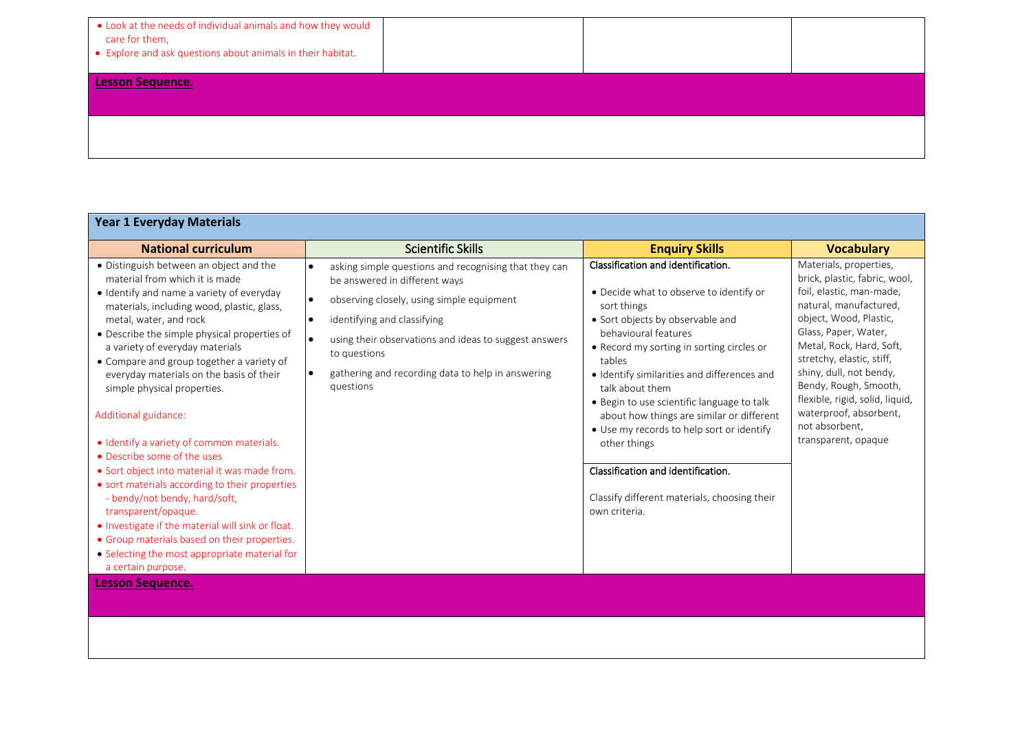| | | | |
|---|---|---|---|
| • Look at the needs of individual animals and how they would care for them,<br>• Explore and ask questions about animals in their habitat. | | | |

**Lesson Sequence.**

## Year 1 Everyday Materials

| National curriculum | Scientific Skills | Enquiry Skills | Vocabulary |
|---|---|---|---|
| • Distinguish between an object and the material from which it is made<br>• Identify and name a variety of everyday materials, including wood, plastic, glass, metal, water, and rock<br>• Describe the simple physical properties of a variety of everyday materials<br>• Compare and group together a variety of everyday materials on the basis of their simple physical properties.<br><br>Additional guidance:<br><br>• Identify a variety of common materials.<br>• Describe some of the uses<br>• Sort object into material it was made from.<br>• sort materials according to their properties - bendy/not bendy, hard/soft, transparent/opaque.<br>• Investigate if the material will sink or float.<br>• Group materials based on their properties.<br>• Selecting the most appropriate material for a certain purpose. | • asking simple questions and recognising that they can be answered in different ways<br>• observing closely, using simple equipment<br>• identifying and classifying<br>• using their observations and ideas to suggest answers to questions<br>• gathering and recording data to help in answering questions | Classification and identification.<br><br>• Decide what to observe to identify or sort things<br>• Sort objects by observable and behavioural features<br>• Record my sorting in sorting circles or tables<br>• Identify similarities and differences and talk about them<br>• Begin to use scientific language to talk about how things are similar or different<br>• Use my records to help sort or identify other things<br><br>Classification and identification.<br><br>Classify different materials, choosing their own criteria. | Materials, properties, brick, plastic, fabric, wool, foil, elastic, man-made, natural, manufactured, object, Wood, Plastic, Glass, Paper, Water, Metal, Rock, Hard, Soft, stretchy, elastic, stiff, shiny, dull, not bendy, Bendy, Rough, Smooth, flexible, rigid, solid, liquid, waterproof, absorbent, not absorbent, transparent, opaque |

**Lesson Sequence.**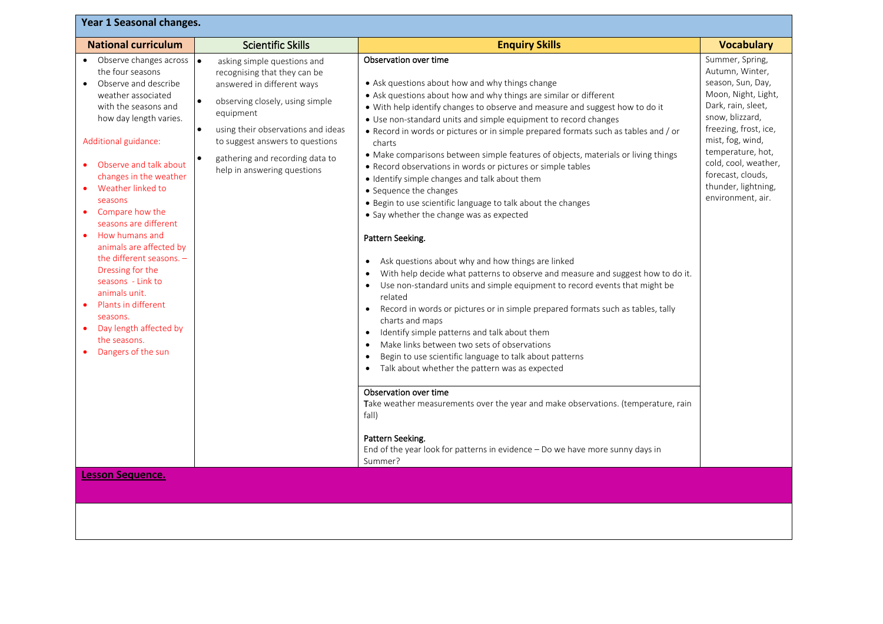## Year 1 Seasonal changes.

| National curriculum | Scientific Skills | Enquiry Skills | Vocabulary |
|---|---|---|---|
| • Observe changes across the four seasons<br>• Observe and describe weather associated with the seasons and how day length varies.<br><br>Additional guidance:<br><br>• Observe and talk about changes in the weather<br>• Weather linked to seasons<br>• Compare how the seasons are different<br>• How humans and animals are affected by the different seasons. – Dressing for the seasons - Link to animals unit.<br>• Plants in different seasons.<br>• Day length affected by the seasons.<br>• Dangers of the sun | • asking simple questions and recognising that they can be answered in different ways<br>• observing closely, using simple equipment<br>• using their observations and ideas to suggest answers to questions<br>• gathering and recording data to help in answering questions | Observation over time<br><br>• Ask questions about how and why things change<br>• Ask questions about how and why things are similar or different<br>• With help identify changes to observe and measure and suggest how to do it<br>• Use non-standard units and simple equipment to record changes<br>• Record in words or pictures or in simple prepared formats such as tables and / or charts<br>• Make comparisons between simple features of objects, materials or living things<br>• Record observations in words or pictures or simple tables<br>• Identify simple changes and talk about them<br>• Sequence the changes<br>• Begin to use scientific language to talk about the changes<br>• Say whether the change was as expected<br><br>Pattern Seeking.<br><br>• Ask questions about why and how things are linked<br>• With help decide what patterns to observe and measure and suggest how to do it.<br>• Use non-standard units and simple equipment to record events that might be related<br>• Record in words or pictures or in simple prepared formats such as tables, tally charts and maps<br>• Identify simple patterns and talk about them<br>• Make links between two sets of observations<br>• Begin to use scientific language to talk about patterns<br>• Talk about whether the pattern was as expected | Summer, Spring, Autumn, Winter, season, Sun, Day, Moon, Night, Light, Dark, rain, sleet, snow, blizzard, freezing, frost, ice, mist, fog, wind, temperature, hot, cold, cool, weather, forecast, clouds, thunder, lightning, environment, air. |
| | | Observation over time<br>Take weather measurements over the year and make observations. (temperature, rain fall)<br><br>Pattern Seeking.<br>End of the year look for patterns in evidence – Do we have more sunny days in Summer? | |

**Lesson Sequence.**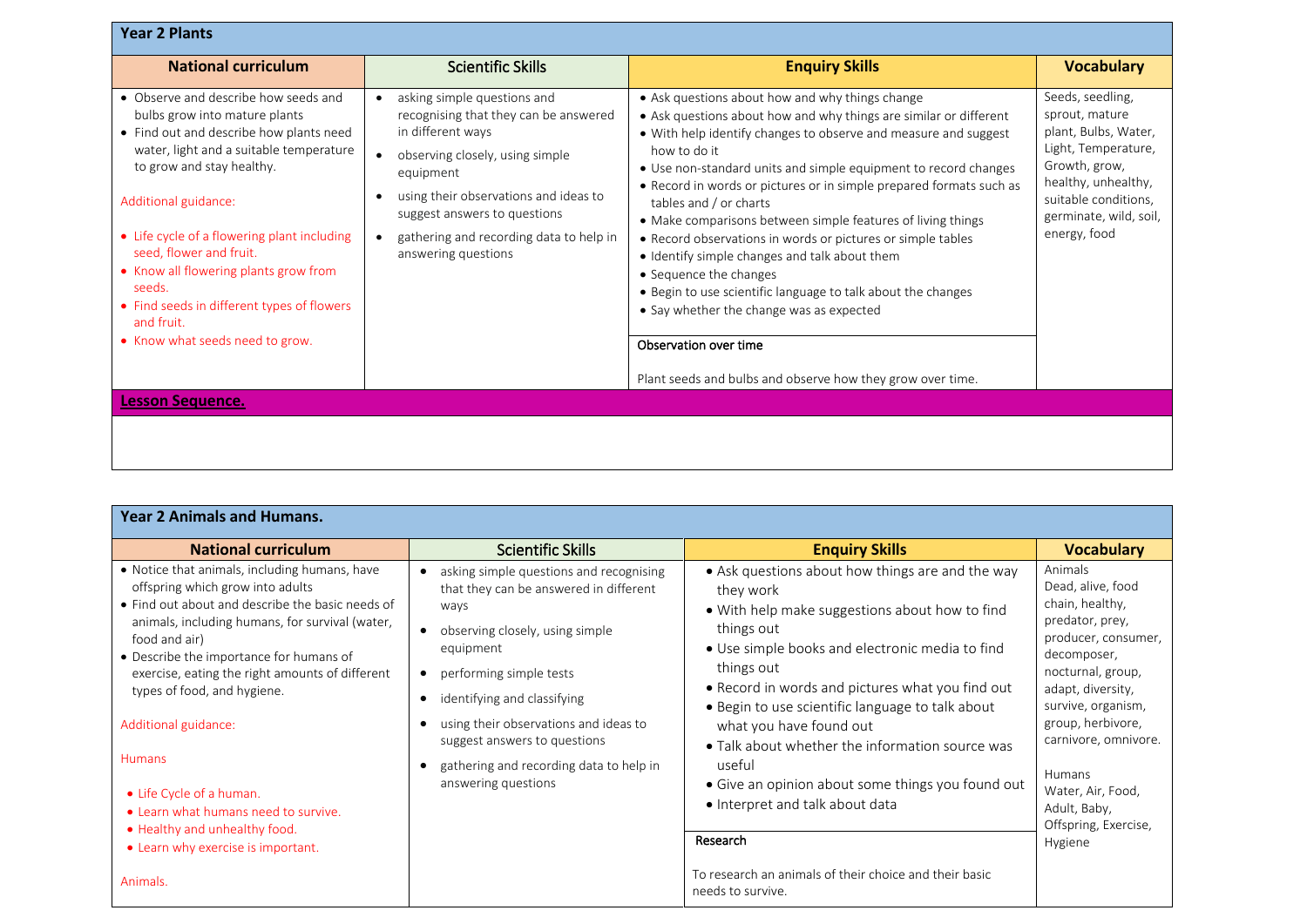## Year 2 Plants

| National curriculum | Scientific Skills | Enquiry Skills | Vocabulary |
|---|---|---|---|
| • Observe and describe how seeds and bulbs grow into mature plants<br>• Find out and describe how plants need water, light and a suitable temperature to grow and stay healthy.<br><br>Additional guidance:<br><br>• Life cycle of a flowering plant including seed, flower and fruit.<br>• Know all flowering plants grow from seeds.<br>• Find seeds in different types of flowers and fruit.<br>• Know what seeds need to grow. | • asking simple questions and recognising that they can be answered in different ways<br>• observing closely, using simple equipment<br>• using their observations and ideas to suggest answers to questions<br>• gathering and recording data to help in answering questions | • Ask questions about how and why things change<br>• Ask questions about how and why things are similar or different<br>• With help identify changes to observe and measure and suggest how to do it<br>• Use non-standard units and simple equipment to record changes<br>• Record in words or pictures or in simple prepared formats such as tables and / or charts<br>• Make comparisons between simple features of living things<br>• Record observations in words or pictures or simple tables<br>• Identify simple changes and talk about them<br>• Sequence the changes<br>• Begin to use scientific language to talk about the changes<br>• Say whether the change was as expected<br><br>**Observation over time**<br><br>Plant seeds and bulbs and observe how they grow over time. | Seeds, seedling, sprout, mature plant, Bulbs, Water, Light, Temperature, Growth, grow, healthy, unhealthy, suitable conditions, germinate, wild, soil, energy, food |

**Lesson Sequence.**

## Year 2 Animals and Humans.

| National curriculum | Scientific Skills | Enquiry Skills | Vocabulary |
|---|---|---|---|
| • Notice that animals, including humans, have offspring which grow into adults<br>• Find out about and describe the basic needs of animals, including humans, for survival (water, food and air)<br>• Describe the importance for humans of exercise, eating the right amounts of different types of food, and hygiene.<br><br>Additional guidance:<br><br>Humans<br><br>• Life Cycle of a human.<br>• Learn what humans need to survive.<br>• Healthy and unhealthy food.<br>• Learn why exercise is important.<br><br>Animals. | • asking simple questions and recognising that they can be answered in different ways<br>• observing closely, using simple equipment<br>• performing simple tests<br>• identifying and classifying<br>• using their observations and ideas to suggest answers to questions<br>• gathering and recording data to help in answering questions | • Ask questions about how things are and the way they work<br>• With help make suggestions about how to find things out<br>• Use simple books and electronic media to find things out<br>• Record in words and pictures what you find out<br>• Begin to use scientific language to talk about what you have found out<br>• Talk about whether the information source was useful<br>• Give an opinion about some things you found out<br>• Interpret and talk about data<br><br>**Research**<br><br>To research an animals of their choice and their basic needs to survive. | Animals<br>Dead, alive, food chain, healthy, predator, prey, producer, consumer, decomposer, nocturnal, group, adapt, diversity, survive, organism, group, herbivore, carnivore, omnivore.<br><br>Humans<br>Water, Air, Food, Adult, Baby, Offspring, Exercise, Hygiene |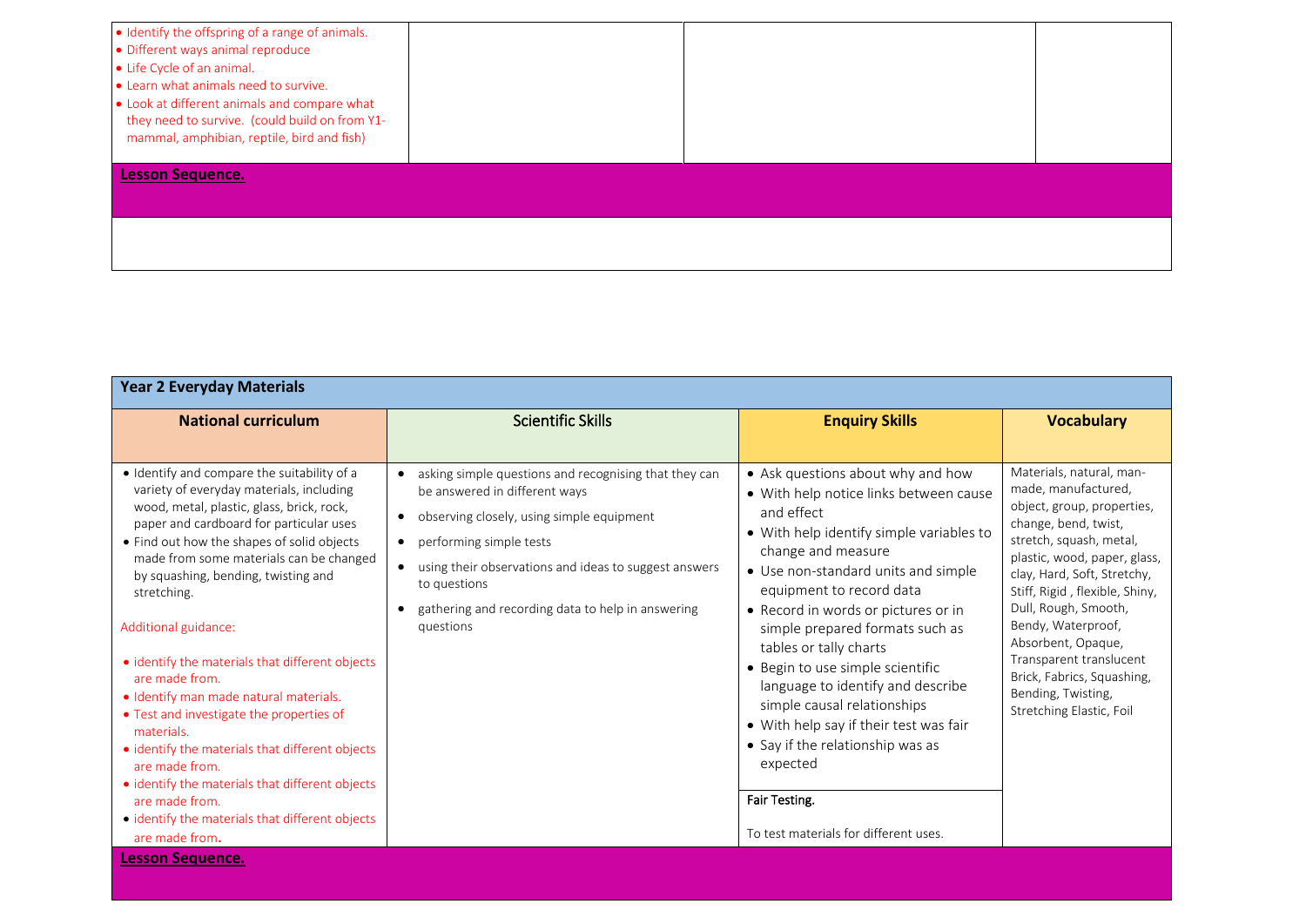| | | | |
|---|---|---|---|
| • Identify the offspring of a range of animals.<br>• Different ways animal reproduce<br>• Life Cycle of an animal.<br>• Learn what animals need to survive.<br>• Look at different animals and compare what they need to survive. (could build on from Y1- mammal, amphibian, reptile, bird and fish) | | | |

**Lesson Sequence.**

| Year 2 Everyday Materials | | | |
|---|---|---|---|
| **National curriculum** | Scientific Skills | **Enquiry Skills** | **Vocabulary** |
| • Identify and compare the suitability of a variety of everyday materials, including wood, metal, plastic, glass, brick, rock, paper and cardboard for particular uses<br>• Find out how the shapes of solid objects made from some materials can be changed by squashing, bending, twisting and stretching.<br><br>Additional guidance:<br><br>• identify the materials that different objects are made from.<br>• Identify man made natural materials.<br>• Test and investigate the properties of materials.<br>• identify the materials that different objects are made from.<br>• identify the materials that different objects are made from.<br>• identify the materials that different objects are made from. | • asking simple questions and recognising that they can be answered in different ways<br>• observing closely, using simple equipment<br>• performing simple tests<br>• using their observations and ideas to suggest answers to questions<br>• gathering and recording data to help in answering questions | • Ask questions about why and how<br>• With help notice links between cause and effect<br>• With help identify simple variables to change and measure<br>• Use non-standard units and simple equipment to record data<br>• Record in words or pictures or in simple prepared formats such as tables or tally charts<br>• Begin to use simple scientific language to identify and describe simple causal relationships<br>• With help say if their test was fair<br>• Say if the relationship was as expected<br><br>Fair Testing.<br><br>To test materials for different uses. | Materials, natural, man-made, manufactured, object, group, properties, change, bend, twist, stretch, squash, metal, plastic, wood, paper, glass, clay, Hard, Soft, Stretchy, Stiff, Rigid , flexible, Shiny, Dull, Rough, Smooth, Bendy, Waterproof, Absorbent, Opaque, Transparent translucent Brick, Fabrics, Squashing, Bending, Twisting, Stretching Elastic, Foil |

**Lesson Sequence.**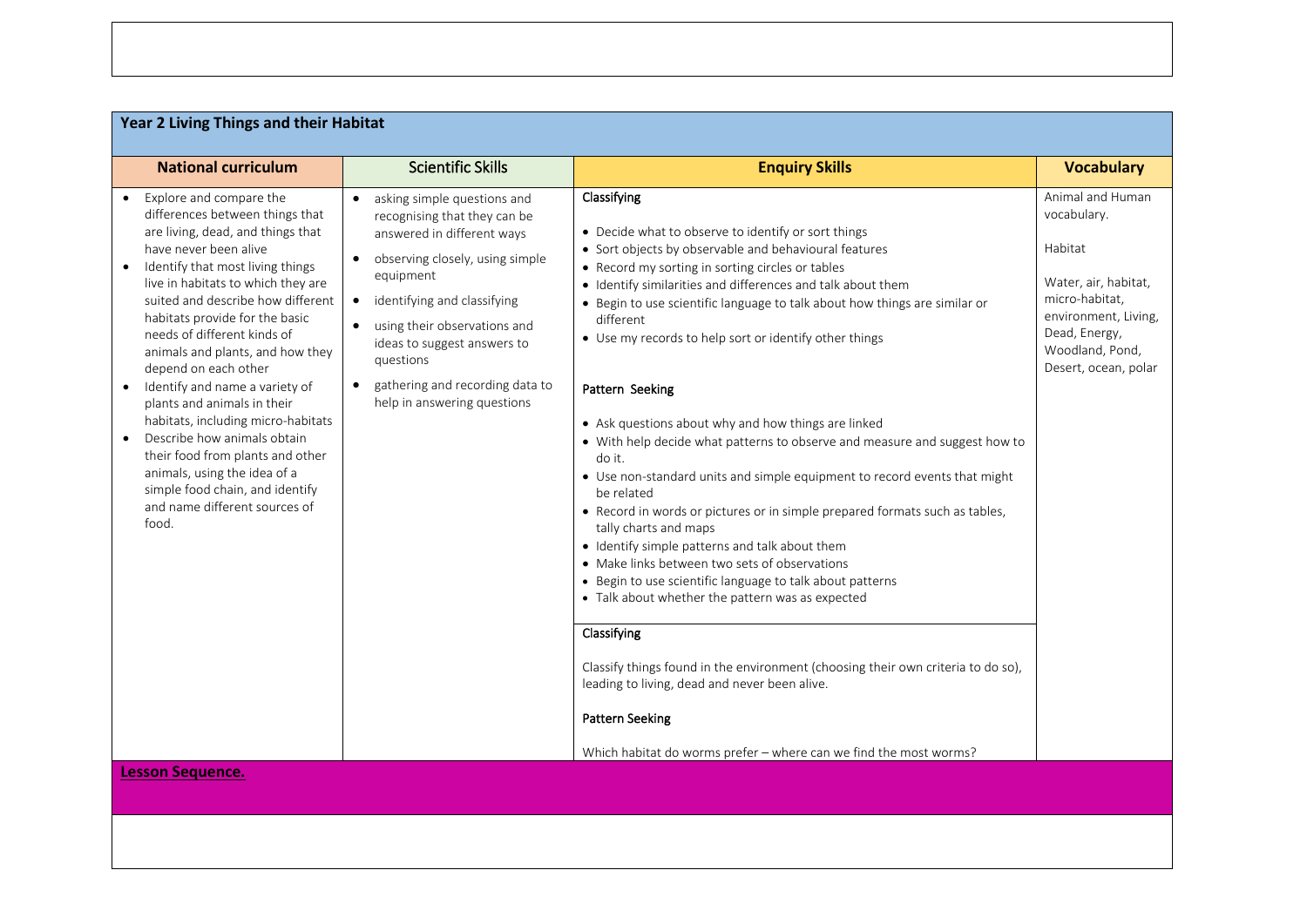## Year 2 Living Things and their Habitat

| National curriculum | Scientific Skills | Enquiry Skills | Vocabulary |
|---|---|---|---|
| • Explore and compare the differences between things that are living, dead, and things that have never been alive<br>• Identify that most living things live in habitats to which they are suited and describe how different habitats provide for the basic needs of different kinds of animals and plants, and how they depend on each other<br>• Identify and name a variety of plants and animals in their habitats, including micro-habitats<br>• Describe how animals obtain their food from plants and other animals, using the idea of a simple food chain, and identify and name different sources of food. | • asking simple questions and recognising that they can be answered in different ways<br>• observing closely, using simple equipment<br>• identifying and classifying<br>• using their observations and ideas to suggest answers to questions<br>• gathering and recording data to help in answering questions | **Classifying**<br>• Decide what to observe to identify or sort things<br>• Sort objects by observable and behavioural features<br>• Record my sorting in sorting circles or tables<br>• Identify similarities and differences and talk about them<br>• Begin to use scientific language to talk about how things are similar or different<br>• Use my records to help sort or identify other things<br><br>**Pattern Seeking**<br>• Ask questions about why and how things are linked<br>• With help decide what patterns to observe and measure and suggest how to do it.<br>• Use non-standard units and simple equipment to record events that might be related<br>• Record in words or pictures or in simple prepared formats such as tables, tally charts and maps<br>• Identify simple patterns and talk about them<br>• Make links between two sets of observations<br>• Begin to use scientific language to talk about patterns<br>• Talk about whether the pattern was as expected<br><br>**Classifying**<br>Classify things found in the environment (choosing their own criteria to do so), leading to living, dead and never been alive.<br><br>**Pattern Seeking**<br>Which habitat do worms prefer – where can we find the most worms? | Animal and Human vocabulary.<br><br>Habitat<br><br>Water, air, habitat, micro-habitat, environment, Living, Dead, Energy, Woodland, Pond, Desert, ocean, polar |

**Lesson Sequence.**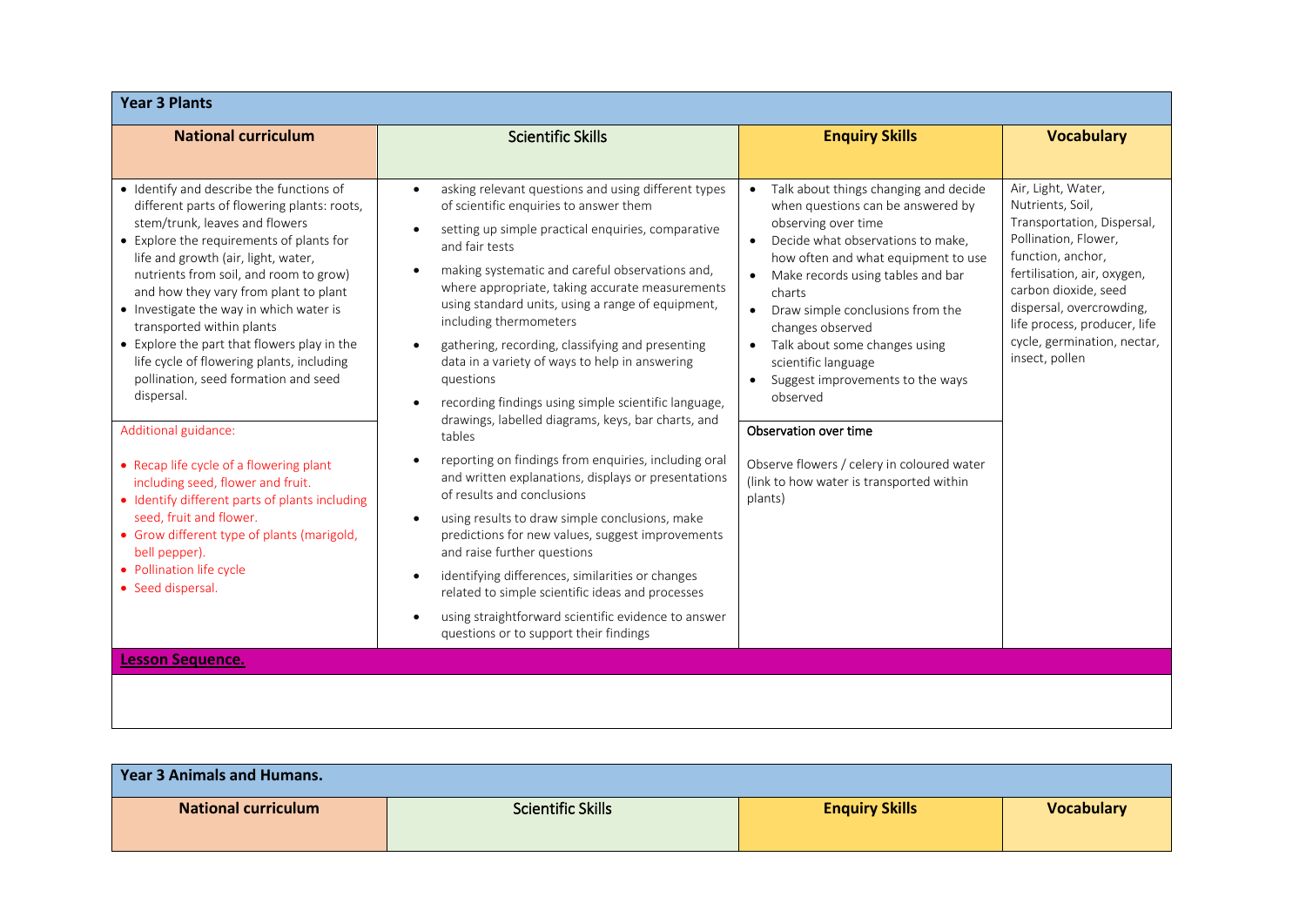| Year 3 Plants | | | |
|---|---|---|---|
| **National curriculum** | Scientific Skills | **Enquiry Skills** | **Vocabulary** |
| • Identify and describe the functions of different parts of flowering plants: roots, stem/trunk, leaves and flowers<br>• Explore the requirements of plants for life and growth (air, light, water, nutrients from soil, and room to grow) and how they vary from plant to plant<br>• Investigate the way in which water is transported within plants<br>• Explore the part that flowers play in the life cycle of flowering plants, including pollination, seed formation and seed dispersal.<br><br>Additional guidance:<br><br>• Recap life cycle of a flowering plant including seed, flower and fruit.<br>• Identify different parts of plants including seed, fruit and flower.<br>• Grow different type of plants (marigold, bell pepper).<br>• Pollination life cycle<br>• Seed dispersal. | • asking relevant questions and using different types of scientific enquiries to answer them<br>• setting up simple practical enquiries, comparative and fair tests<br>• making systematic and careful observations and, where appropriate, taking accurate measurements using standard units, using a range of equipment, including thermometers<br>• gathering, recording, classifying and presenting data in a variety of ways to help in answering questions<br>• recording findings using simple scientific language, drawings, labelled diagrams, keys, bar charts, and tables<br>• reporting on findings from enquiries, including oral and written explanations, displays or presentations of results and conclusions<br>• using results to draw simple conclusions, make predictions for new values, suggest improvements and raise further questions<br>• identifying differences, similarities or changes related to simple scientific ideas and processes<br>• using straightforward scientific evidence to answer questions or to support their findings | • Talk about things changing and decide when questions can be answered by observing over time<br>• Decide what observations to make, how often and what equipment to use<br>• Make records using tables and bar charts<br>• Draw simple conclusions from the changes observed<br>• Talk about some changes using scientific language<br>• Suggest improvements to the ways observed<br><br>Observation over time<br><br>Observe flowers / celery in coloured water (link to how water is transported within plants) | Air, Light, Water, Nutrients, Soil, Transportation, Dispersal, Pollination, Flower, function, anchor, fertilisation, air, oxygen, carbon dioxide, seed dispersal, overcrowding, life process, producer, life cycle, germination, nectar, insect, pollen |
| **Lesson Sequence.** | | | |
| | | | |

| Year 3 Animals and Humans. | | | |
|---|---|---|---|
| **National curriculum** | Scientific Skills | **Enquiry Skills** | **Vocabulary** |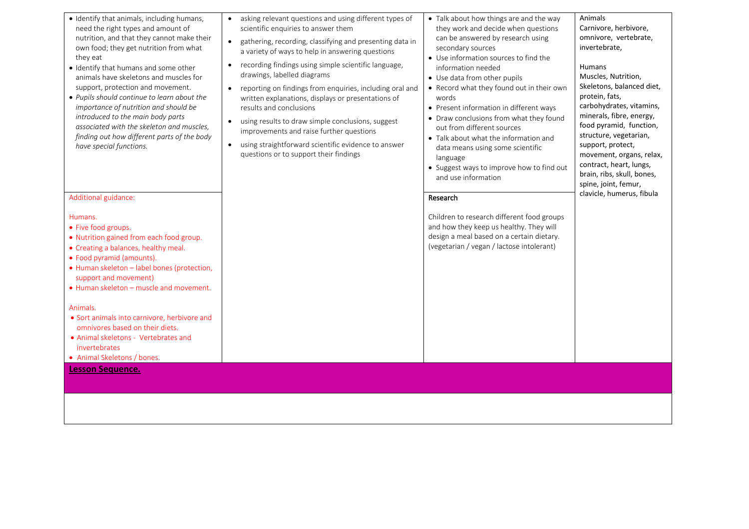| | | | |
|---|---|---|---|
| • Identify that animals, including humans, need the right types and amount of nutrition, and that they cannot make their own food; they get nutrition from what they eat<br>• Identify that humans and some other animals have skeletons and muscles for support, protection and movement.<br>• *Pupils should continue to learn about the importance of nutrition and should be introduced to the main body parts associated with the skeleton and muscles, finding out how different parts of the body have special functions.* | • asking relevant questions and using different types of scientific enquiries to answer them<br>• gathering, recording, classifying and presenting data in a variety of ways to help in answering questions<br>• recording findings using simple scientific language, drawings, labelled diagrams<br>• reporting on findings from enquiries, including oral and written explanations, displays or presentations of results and conclusions<br>• using results to draw simple conclusions, suggest improvements and raise further questions<br>• using straightforward scientific evidence to answer questions or to support their findings | • Talk about how things are and the way they work and decide when questions can be answered by research using secondary sources<br>• Use information sources to find the information needed<br>• Use data from other pupils<br>• Record what they found out in their own words<br>• Present information in different ways<br>• Draw conclusions from what they found out from different sources<br>• Talk about what the information and data means using some scientific language<br>• Suggest ways to improve how to find out and use information | Animals<br>Carnivore, herbivore, omnivore, vertebrate, invertebrate,<br><br>Humans<br>Muscles, Nutrition, Skeletons, balanced diet, protein, fats, carbohydrates, vitamins, minerals, fibre, energy, food pyramid, function, structure, vegetarian, support, protect, movement, organs, relax, contract, heart, lungs, brain, ribs, skull, bones, spine, joint, femur, clavicle, humerus, fibula |
| Additional guidance:<br><br>Humans.<br>• Five food groups.<br>• Nutrition gained from each food group.<br>• Creating a balances, healthy meal.<br>• Food pyramid (amounts).<br>• Human skeleton – label bones (protection, support and movement)<br>• Human skeleton – muscle and movement.<br><br>Animals.<br>• Sort animals into carnivore, herbivore and omnivores based on their diets.<br>• Animal skeletons - Vertebrates and invertebrates<br>• Animal Skeletons / bones. | | **Research**<br><br>Children to research different food groups and how they keep us healthy. They will design a meal based on a certain dietary. (vegetarian / vegan / lactose intolerant) | |
| **Lesson Sequence.** | | | |
| | | | |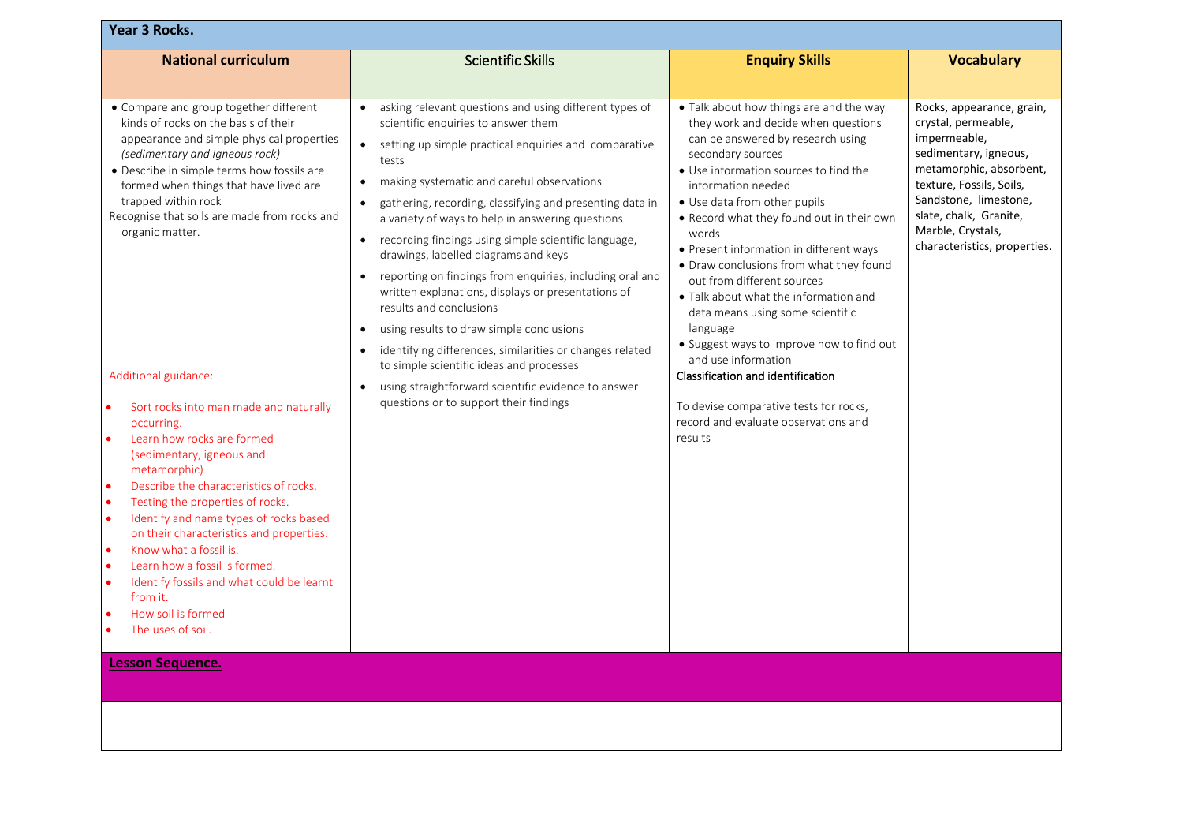## Year 3 Rocks.

| National curriculum | Scientific Skills | Enquiry Skills | Vocabulary |
|---|---|---|---|
| • Compare and group together different kinds of rocks on the basis of their appearance and simple physical properties *(sedimentary and igneous rock)*<br>• Describe in simple terms how fossils are formed when things that have lived are trapped within rock<br>Recognise that soils are made from rocks and organic matter.<br><br>Additional guidance:<br>• Sort rocks into man made and naturally occurring.<br>• Learn how rocks are formed (sedimentary, igneous and metamorphic)<br>• Describe the characteristics of rocks.<br>• Testing the properties of rocks.<br>• Identify and name types of rocks based on their characteristics and properties.<br>• Know what a fossil is.<br>• Learn how a fossil is formed.<br>• Identify fossils and what could be learnt from it.<br>• How soil is formed<br>• The uses of soil. | • asking relevant questions and using different types of scientific enquiries to answer them<br>• setting up simple practical enquiries and comparative tests<br>• making systematic and careful observations<br>• gathering, recording, classifying and presenting data in a variety of ways to help in answering questions<br>• recording findings using simple scientific language, drawings, labelled diagrams and keys<br>• reporting on findings from enquiries, including oral and written explanations, displays or presentations of results and conclusions<br>• using results to draw simple conclusions<br>• identifying differences, similarities or changes related to simple scientific ideas and processes<br>• using straightforward scientific evidence to answer questions or to support their findings | • Talk about how things are and the way they work and decide when questions can be answered by research using secondary sources<br>• Use information sources to find the information needed<br>• Use data from other pupils<br>• Record what they found out in their own words<br>• Present information in different ways<br>• Draw conclusions from what they found out from different sources<br>• Talk about what the information and data means using some scientific language<br>• Suggest ways to improve how to find out and use information<br><br>Classification and identification<br><br>To devise comparative tests for rocks, record and evaluate observations and results | Rocks, appearance, grain, crystal, permeable, impermeable, sedimentary, igneous, metamorphic, absorbent, texture, Fossils, Soils, Sandstone, limestone, slate, chalk, Granite, Marble, Crystals, characteristics, properties. |

**Lesson Sequence.**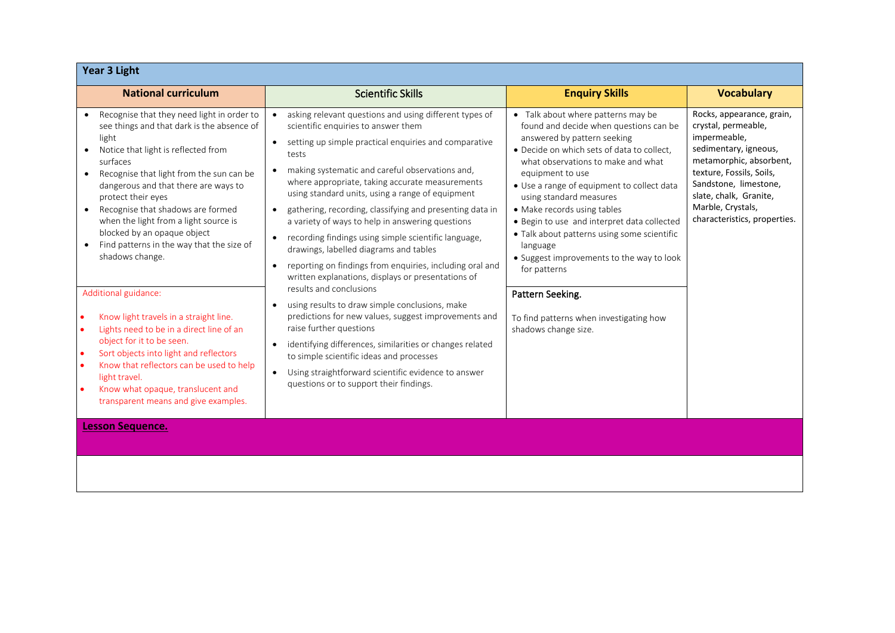| Year 3 Light | | | |
|---|---|---|---|
| **National curriculum** | **Scientific Skills** | **Enquiry Skills** | **Vocabulary** |
| • Recognise that they need light in order to see things and that dark is the absence of light<br>• Notice that light is reflected from surfaces<br>• Recognise that light from the sun can be dangerous and that there are ways to protect their eyes<br>• Recognise that shadows are formed when the light from a light source is blocked by an opaque object<br>• Find patterns in the way that the size of shadows change.<br><br>Additional guidance:<br><br>• Know light travels in a straight line.<br>• Lights need to be in a direct line of an object for it to be seen.<br>• Sort objects into light and reflectors<br>• Know that reflectors can be used to help light travel.<br>• Know what opaque, translucent and transparent means and give examples. | • asking relevant questions and using different types of scientific enquiries to answer them<br>• setting up simple practical enquiries and comparative tests<br>• making systematic and careful observations and, where appropriate, taking accurate measurements using standard units, using a range of equipment<br>• gathering, recording, classifying and presenting data in a variety of ways to help in answering questions<br>• recording findings using simple scientific language, drawings, labelled diagrams and tables<br>• reporting on findings from enquiries, including oral and written explanations, displays or presentations of results and conclusions<br>• using results to draw simple conclusions, make predictions for new values, suggest improvements and raise further questions<br>• identifying differences, similarities or changes related to simple scientific ideas and processes<br>• Using straightforward scientific evidence to answer questions or to support their findings. | • Talk about where patterns may be found and decide when questions can be answered by pattern seeking<br>• Decide on which sets of data to collect, what observations to make and what equipment to use<br>• Use a range of equipment to collect data using standard measures<br>• Make records using tables<br>• Begin to use and interpret data collected<br>• Talk about patterns using some scientific language<br>• Suggest improvements to the way to look for patterns<br><br>Pattern Seeking.<br><br>To find patterns when investigating how shadows change size. | Rocks, appearance, grain, crystal, permeable, impermeable, sedimentary, igneous, metamorphic, absorbent, texture, Fossils, Soils, Sandstone, limestone, slate, chalk, Granite, Marble, Crystals, characteristics, properties. |
| **Lesson Sequence.** | | | |
| | | | |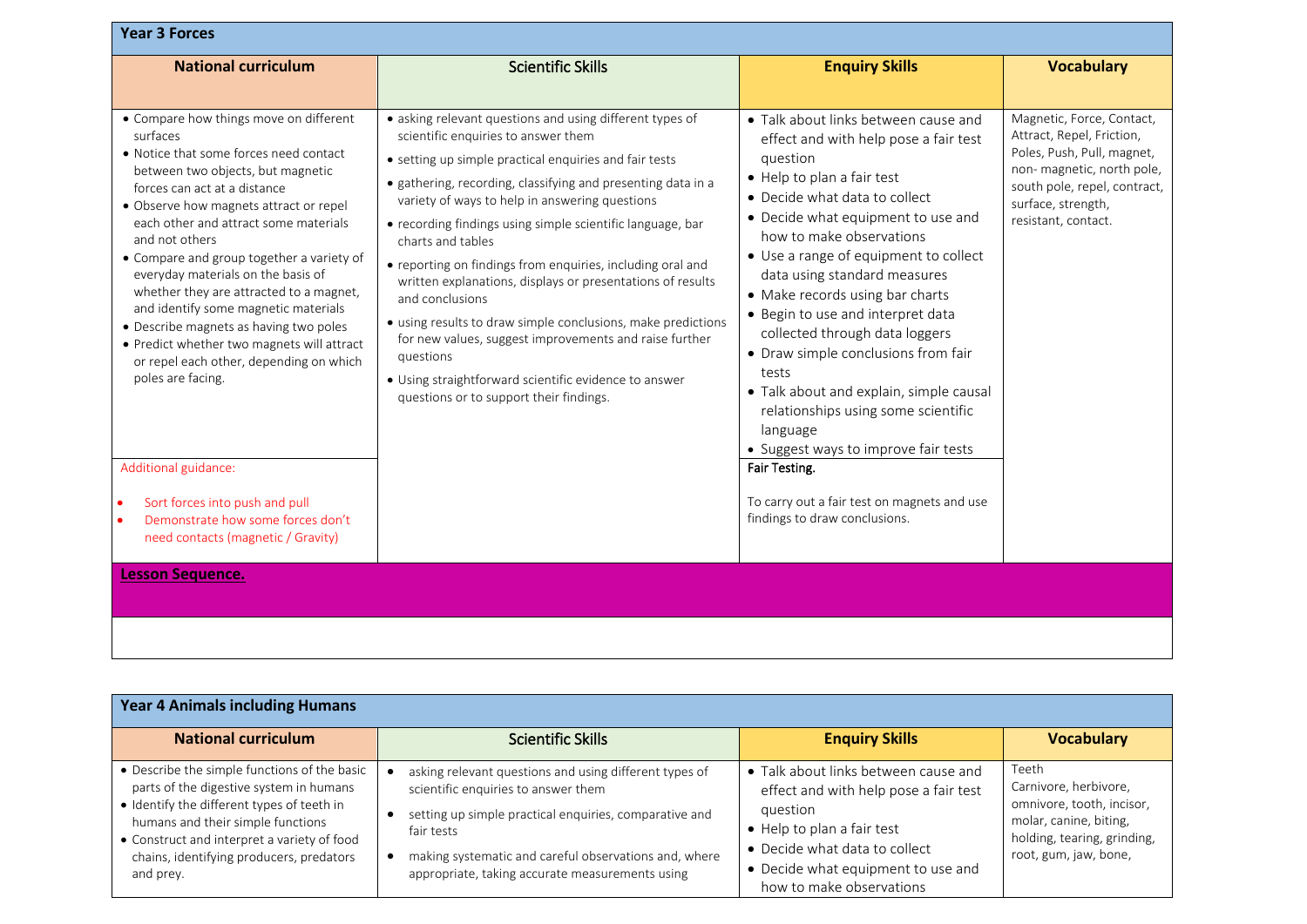**Year 3 Forces**

| National curriculum | Scientific Skills | Enquiry Skills | Vocabulary |
|---|---|---|---|
| • Compare how things move on different surfaces<br>• Notice that some forces need contact between two objects, but magnetic forces can act at a distance<br>• Observe how magnets attract or repel each other and attract some materials and not others<br>• Compare and group together a variety of everyday materials on the basis of whether they are attracted to a magnet, and identify some magnetic materials<br>• Describe magnets as having two poles<br>• Predict whether two magnets will attract or repel each other, depending on which poles are facing. | • asking relevant questions and using different types of scientific enquiries to answer them<br>• setting up simple practical enquiries and fair tests<br>• gathering, recording, classifying and presenting data in a variety of ways to help in answering questions<br>• recording findings using simple scientific language, bar charts and tables<br>• reporting on findings from enquiries, including oral and written explanations, displays or presentations of results and conclusions<br>• using results to draw simple conclusions, make predictions for new values, suggest improvements and raise further questions<br>• Using straightforward scientific evidence to answer questions or to support their findings. | • Talk about links between cause and effect and with help pose a fair test question<br>• Help to plan a fair test<br>• Decide what data to collect<br>• Decide what equipment to use and how to make observations<br>• Use a range of equipment to collect data using standard measures<br>• Make records using bar charts<br>• Begin to use and interpret data collected through data loggers<br>• Draw simple conclusions from fair tests<br>• Talk about and explain, simple causal relationships using some scientific language<br>• Suggest ways to improve fair tests | Magnetic, Force, Contact, Attract, Repel, Friction, Poles, Push, Pull, magnet, non- magnetic, north pole, south pole, repel, contract, surface, strength, resistant, contact. |
| Additional guidance:<br>• Sort forces into push and pull<br>• Demonstrate how some forces don't need contacts (magnetic / Gravity) | | **Fair Testing.**<br>To carry out a fair test on magnets and use findings to draw conclusions. | |

**Lesson Sequence.**

**Year 4 Animals including Humans**

| National curriculum | Scientific Skills | Enquiry Skills | Vocabulary |
|---|---|---|---|
| • Describe the simple functions of the basic parts of the digestive system in humans<br>• Identify the different types of teeth in humans and their simple functions<br>• Construct and interpret a variety of food chains, identifying producers, predators and prey. | • asking relevant questions and using different types of scientific enquiries to answer them<br>• setting up simple practical enquiries, comparative and fair tests<br>• making systematic and careful observations and, where appropriate, taking accurate measurements using | • Talk about links between cause and effect and with help pose a fair test question<br>• Help to plan a fair test<br>• Decide what data to collect<br>• Decide what equipment to use and how to make observations | Teeth<br>Carnivore, herbivore, omnivore, tooth, incisor, molar, canine, biting, holding, tearing, grinding, root, gum, jaw, bone, |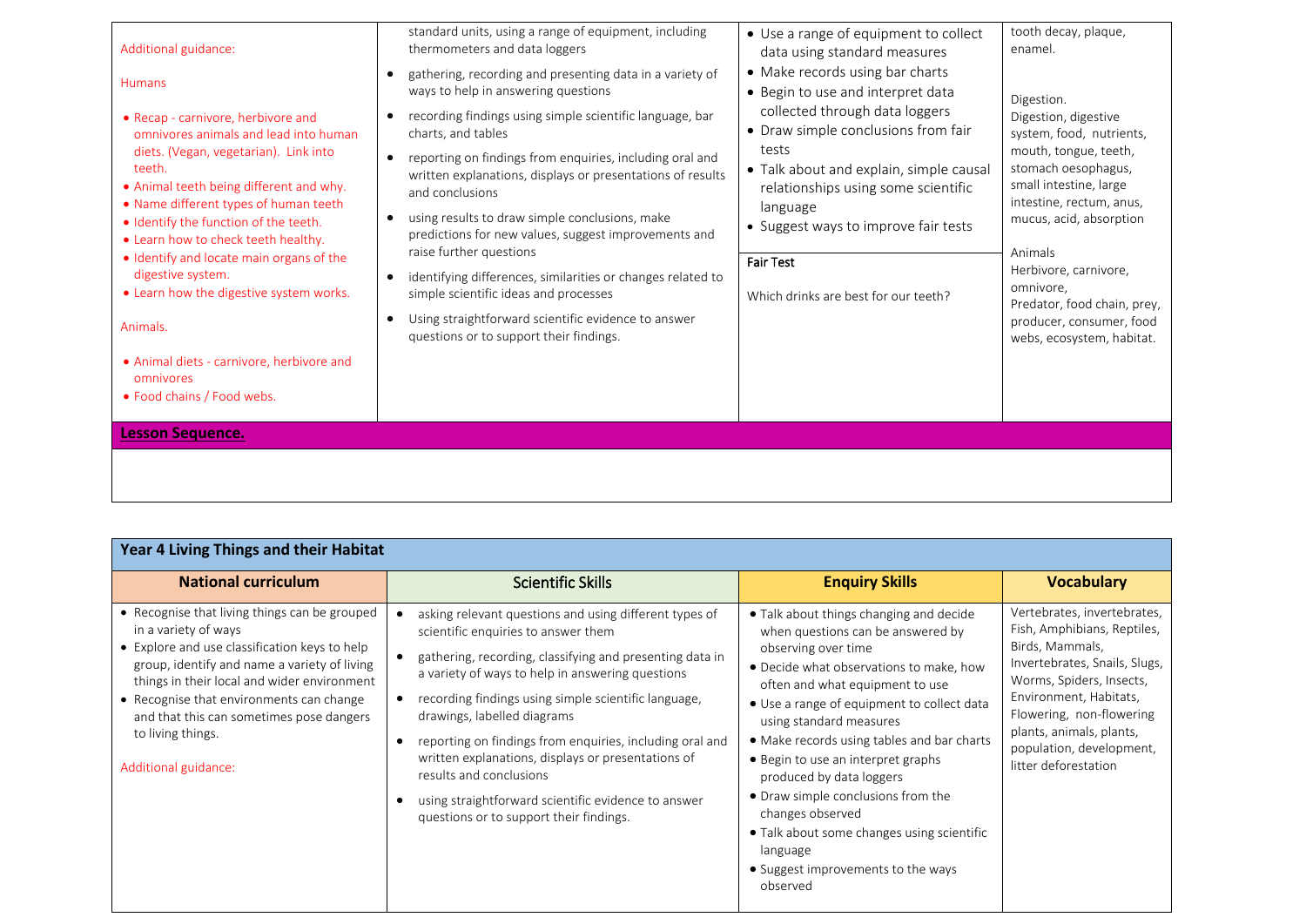| | | | |
|---|---|---|---|
| Additional guidance:<br><br>Humans<br><br>• Recap - carnivore, herbivore and omnivores animals and lead into human diets. (Vegan, vegetarian). Link into teeth.<br>• Animal teeth being different and why.<br>• Name different types of human teeth<br>• Identify the function of the teeth.<br>• Learn how to check teeth healthy.<br>• Identify and locate main organs of the digestive system.<br>• Learn how the digestive system works.<br><br>Animals.<br><br>• Animal diets - carnivore, herbivore and omnivores<br>• Food chains / Food webs. | standard units, using a range of equipment, including thermometers and data loggers<br>• gathering, recording and presenting data in a variety of ways to help in answering questions<br>• recording findings using simple scientific language, bar charts, and tables<br>• reporting on findings from enquiries, including oral and written explanations, displays or presentations of results and conclusions<br>• using results to draw simple conclusions, make predictions for new values, suggest improvements and raise further questions<br>• identifying differences, similarities or changes related to simple scientific ideas and processes<br>• Using straightforward scientific evidence to answer questions or to support their findings. | • Use a range of equipment to collect data using standard measures<br>• Make records using bar charts<br>• Begin to use and interpret data collected through data loggers<br>• Draw simple conclusions from fair tests<br>• Talk about and explain, simple causal relationships using some scientific language<br>• Suggest ways to improve fair tests<br><br>Fair Test<br><br>Which drinks are best for our teeth? | tooth decay, plaque, enamel.<br><br>Digestion.<br>Digestion, digestive system, food, nutrients, mouth, tongue, teeth, stomach oesophagus, small intestine, large intestine, rectum, anus, mucus, acid, absorption<br><br>Animals<br>Herbivore, carnivore, omnivore,<br>Predator, food chain, prey, producer, consumer, food webs, ecosystem, habitat. |
| **Lesson Sequence.** | | | |
| | | | |

| **Year 4 Living Things and their Habitat** | | | |
|---|---|---|---|
| **National curriculum** | **Scientific Skills** | **Enquiry Skills** | **Vocabulary** |
| • Recognise that living things can be grouped in a variety of ways<br>• Explore and use classification keys to help group, identify and name a variety of living things in their local and wider environment<br>• Recognise that environments can change and that this can sometimes pose dangers to living things.<br><br>Additional guidance: | • asking relevant questions and using different types of scientific enquiries to answer them<br>• gathering, recording, classifying and presenting data in a variety of ways to help in answering questions<br>• recording findings using simple scientific language, drawings, labelled diagrams<br>• reporting on findings from enquiries, including oral and written explanations, displays or presentations of results and conclusions<br>• using straightforward scientific evidence to answer questions or to support their findings. | • Talk about things changing and decide when questions can be answered by observing over time<br>• Decide what observations to make, how often and what equipment to use<br>• Use a range of equipment to collect data using standard measures<br>• Make records using tables and bar charts<br>• Begin to use an interpret graphs produced by data loggers<br>• Draw simple conclusions from the changes observed<br>• Talk about some changes using scientific language<br>• Suggest improvements to the ways observed | Vertebrates, invertebrates, Fish, Amphibians, Reptiles, Birds, Mammals, Invertebrates, Snails, Slugs, Worms, Spiders, Insects, Environment, Habitats, Flowering, non-flowering plants, animals, plants, population, development, litter deforestation |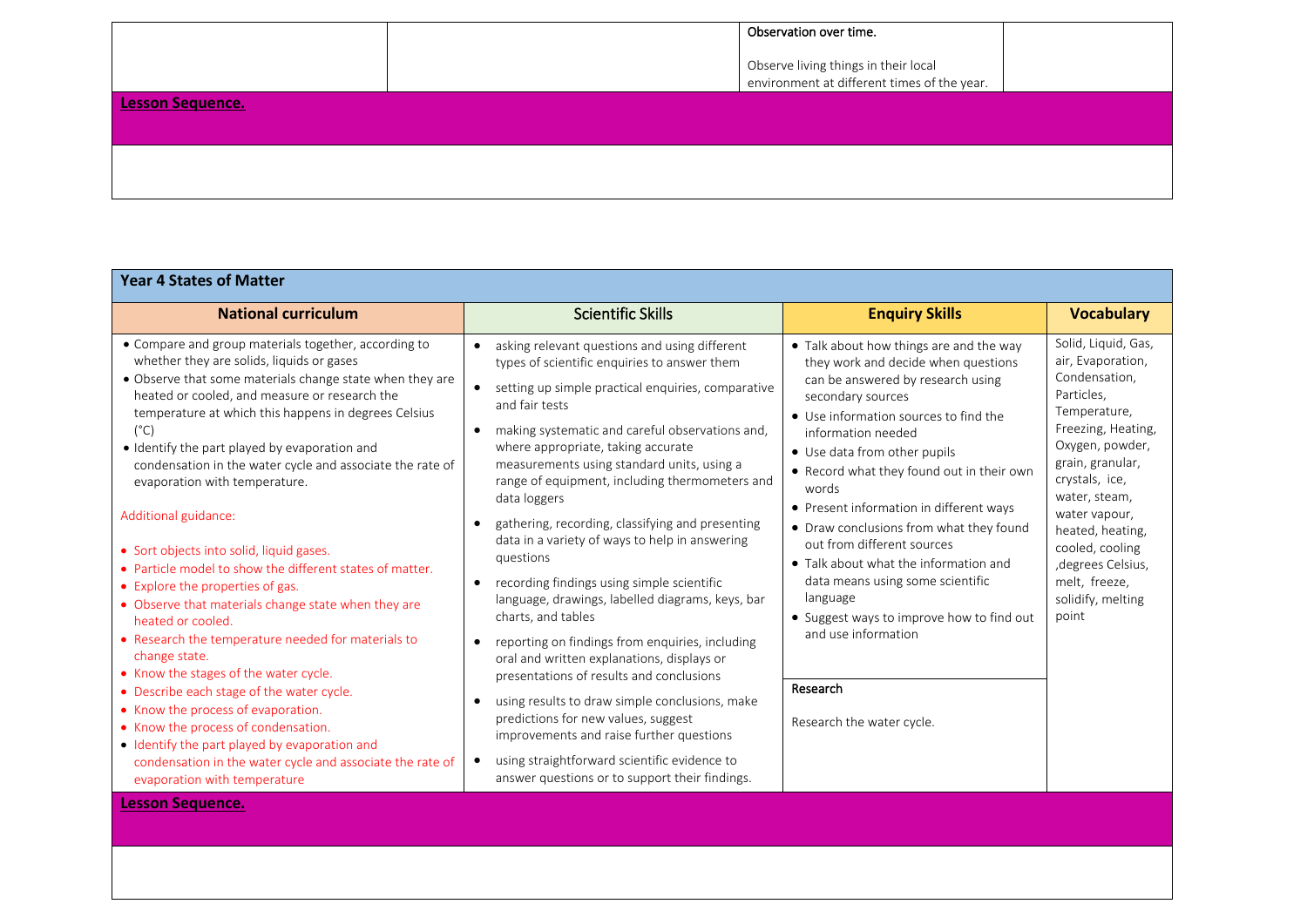| | | Observation over time.<br><br>Observe living things in their local environment at different times of the year. | |
|---|---|---|---|

**Lesson Sequence.**

## Year 4 States of Matter

| National curriculum | Scientific Skills | Enquiry Skills | Vocabulary |
|---|---|---|---|
| • Compare and group materials together, according to whether they are solids, liquids or gases<br>• Observe that some materials change state when they are heated or cooled, and measure or research the temperature at which this happens in degrees Celsius (°C)<br>• Identify the part played by evaporation and condensation in the water cycle and associate the rate of evaporation with temperature.<br><br>Additional guidance:<br><br>• Sort objects into solid, liquid gases.<br>• Particle model to show the different states of matter.<br>• Explore the properties of gas.<br>• Observe that materials change state when they are heated or cooled.<br>• Research the temperature needed for materials to change state.<br>• Know the stages of the water cycle.<br>• Describe each stage of the water cycle.<br>• Know the process of evaporation.<br>• Know the process of condensation.<br>• Identify the part played by evaporation and condensation in the water cycle and associate the rate of evaporation with temperature | • asking relevant questions and using different types of scientific enquiries to answer them<br>• setting up simple practical enquiries, comparative and fair tests<br>• making systematic and careful observations and, where appropriate, taking accurate measurements using standard units, using a range of equipment, including thermometers and data loggers<br>• gathering, recording, classifying and presenting data in a variety of ways to help in answering questions<br>• recording findings using simple scientific language, drawings, labelled diagrams, keys, bar charts, and tables<br>• reporting on findings from enquiries, including oral and written explanations, displays or presentations of results and conclusions<br>• using results to draw simple conclusions, make predictions for new values, suggest improvements and raise further questions<br>• using straightforward scientific evidence to answer questions or to support their findings. | • Talk about how things are and the way they work and decide when questions can be answered by research using secondary sources<br>• Use information sources to find the information needed<br>• Use data from other pupils<br>• Record what they found out in their own words<br>• Present information in different ways<br>• Draw conclusions from what they found out from different sources<br>• Talk about what the information and data means using some scientific language<br>• Suggest ways to improve how to find out and use information<br><br>Research<br><br>Research the water cycle. | Solid, Liquid, Gas, air, Evaporation, Condensation, Particles, Temperature, Freezing, Heating, Oxygen, powder, grain, granular, crystals, ice, water, steam, water vapour, heated, heating, cooled, cooling ,degrees Celsius, melt, freeze, solidify, melting point |

**Lesson Sequence.**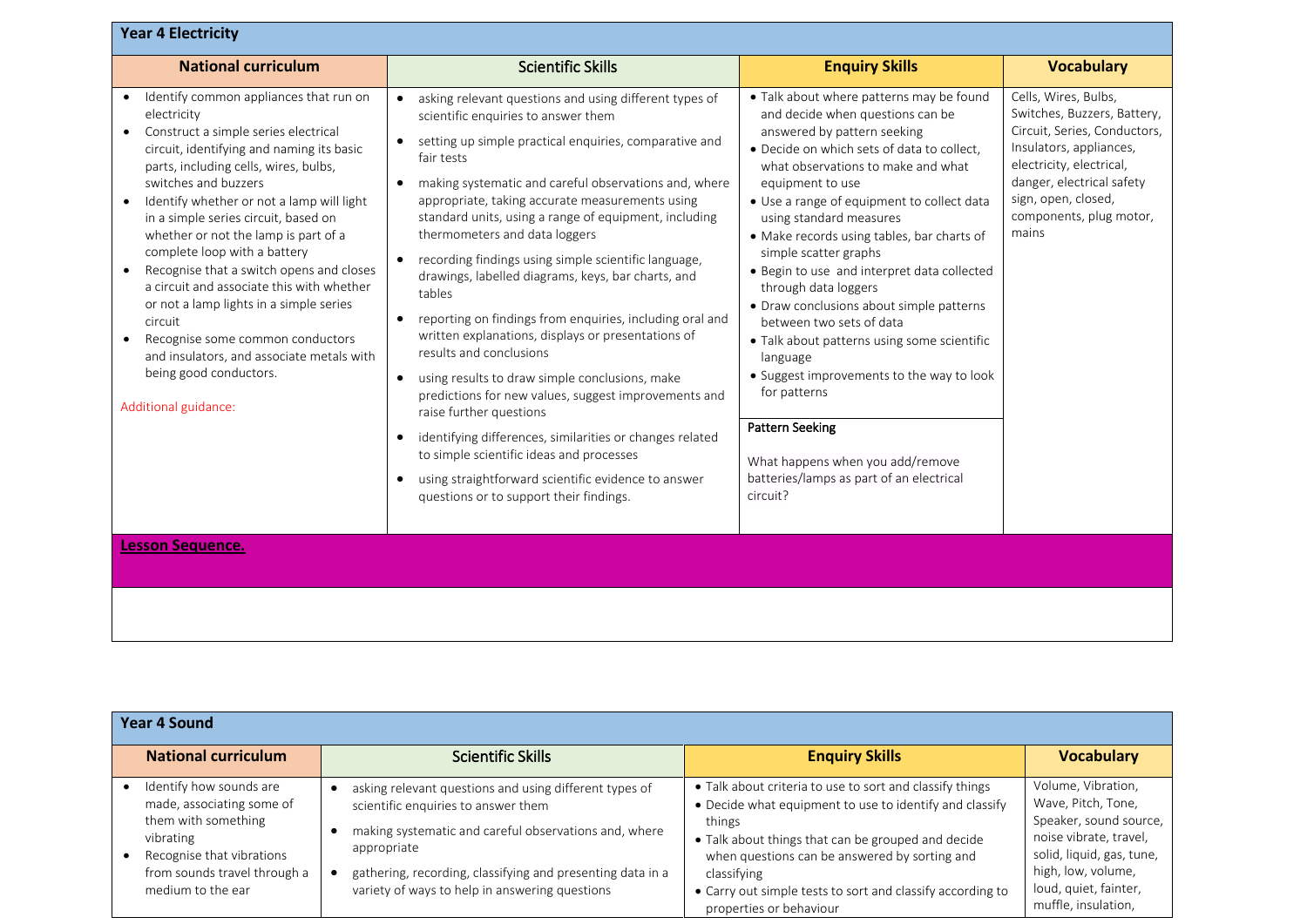## Year 4 Electricity

| National curriculum | Scientific Skills | Enquiry Skills | Vocabulary |
| --- | --- | --- | --- |
| • Identify common appliances that run on electricity<br>• Construct a simple series electrical circuit, identifying and naming its basic parts, including cells, wires, bulbs, switches and buzzers<br>• Identify whether or not a lamp will light in a simple series circuit, based on whether or not the lamp is part of a complete loop with a battery<br>• Recognise that a switch opens and closes a circuit and associate this with whether or not a lamp lights in a simple series circuit<br>• Recognise some common conductors and insulators, and associate metals with being good conductors.<br><br>Additional guidance: | • asking relevant questions and using different types of scientific enquiries to answer them<br>• setting up simple practical enquiries, comparative and fair tests<br>• making systematic and careful observations and, where appropriate, taking accurate measurements using standard units, using a range of equipment, including thermometers and data loggers<br>• recording findings using simple scientific language, drawings, labelled diagrams, keys, bar charts, and tables<br>• reporting on findings from enquiries, including oral and written explanations, displays or presentations of results and conclusions<br>• using results to draw simple conclusions, make predictions for new values, suggest improvements and raise further questions<br>• identifying differences, similarities or changes related to simple scientific ideas and processes<br>• using straightforward scientific evidence to answer questions or to support their findings. | • Talk about where patterns may be found and decide when questions can be answered by pattern seeking<br>• Decide on which sets of data to collect, what observations to make and what equipment to use<br>• Use a range of equipment to collect data using standard measures<br>• Make records using tables, bar charts of simple scatter graphs<br>• Begin to use and interpret data collected through data loggers<br>• Draw conclusions about simple patterns between two sets of data<br>• Talk about patterns using some scientific language<br>• Suggest improvements to the way to look for patterns<br><br>Pattern Seeking<br><br>What happens when you add/remove batteries/lamps as part of an electrical circuit? | Cells, Wires, Bulbs, Switches, Buzzers, Battery, Circuit, Series, Conductors, Insulators, appliances, electricity, electrical, danger, electrical safety sign, open, closed, components, plug motor, mains |

**Lesson Sequence.**

## Year 4 Sound

| National curriculum | Scientific Skills | Enquiry Skills | Vocabulary |
| --- | --- | --- | --- |
| • Identify how sounds are made, associating some of them with something vibrating<br>• Recognise that vibrations from sounds travel through a medium to the ear | • asking relevant questions and using different types of scientific enquiries to answer them<br>• making systematic and careful observations and, where appropriate<br>• gathering, recording, classifying and presenting data in a variety of ways to help in answering questions | • Talk about criteria to use to sort and classify things<br>• Decide what equipment to use to identify and classify things<br>• Talk about things that can be grouped and decide when questions can be answered by sorting and classifying<br>• Carry out simple tests to sort and classify according to properties or behaviour | Volume, Vibration, Wave, Pitch, Tone, Speaker, sound source, noise vibrate, travel, solid, liquid, gas, tune, high, low, volume, loud, quiet, fainter, muffle, insulation, |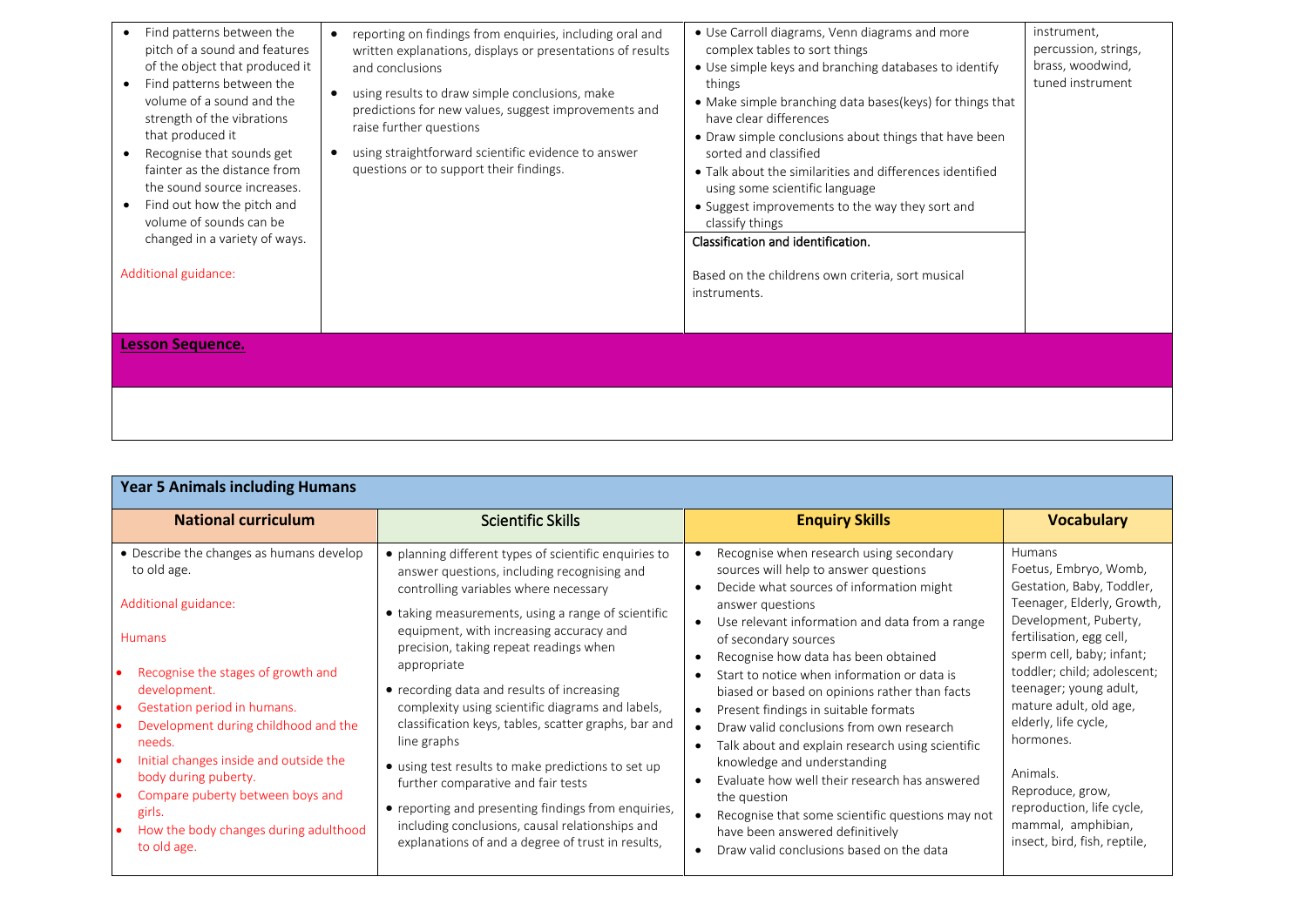| | | | |
|---|---|---|---|
| • Find patterns between the pitch of a sound and features of the object that produced it<br>• Find patterns between the volume of a sound and the strength of the vibrations that produced it<br>• Recognise that sounds get fainter as the distance from the sound source increases.<br>• Find out how the pitch and volume of sounds can be changed in a variety of ways.<br><br>Additional guidance: | • reporting on findings from enquiries, including oral and written explanations, displays or presentations of results and conclusions<br>• using results to draw simple conclusions, make predictions for new values, suggest improvements and raise further questions<br>• using straightforward scientific evidence to answer questions or to support their findings. | • Use Carroll diagrams, Venn diagrams and more complex tables to sort things<br>• Use simple keys and branching databases to identify things<br>• Make simple branching data bases(keys) for things that have clear differences<br>• Draw simple conclusions about things that have been sorted and classified<br>• Talk about the similarities and differences identified using some scientific language<br>• Suggest improvements to the way they sort and classify things<br><br>Classification and identification.<br><br>Based on the childrens own criteria, sort musical instruments. | instrument, percussion, strings, brass, woodwind, tuned instrument |

**Lesson Sequence.**

| Year 5 Animals including Humans | | | |
|---|---|---|---|
| **National curriculum** | Scientific Skills | **Enquiry Skills** | **Vocabulary** |
| • Describe the changes as humans develop to old age.<br><br>Additional guidance:<br><br>Humans<br><br>• Recognise the stages of growth and development.<br>• Gestation period in humans.<br>• Development during childhood and the needs.<br>• Initial changes inside and outside the body during puberty.<br>• Compare puberty between boys and girls.<br>• How the body changes during adulthood to old age. | • planning different types of scientific enquiries to answer questions, including recognising and controlling variables where necessary<br>• taking measurements, using a range of scientific equipment, with increasing accuracy and precision, taking repeat readings when appropriate<br>• recording data and results of increasing complexity using scientific diagrams and labels, classification keys, tables, scatter graphs, bar and line graphs<br>• using test results to make predictions to set up further comparative and fair tests<br>• reporting and presenting findings from enquiries, including conclusions, causal relationships and explanations of and a degree of trust in results, | • Recognise when research using secondary sources will help to answer questions<br>• Decide what sources of information might answer questions<br>• Use relevant information and data from a range of secondary sources<br>• Recognise how data has been obtained<br>• Start to notice when information or data is biased or based on opinions rather than facts<br>• Present findings in suitable formats<br>• Draw valid conclusions from own research<br>• Talk about and explain research using scientific knowledge and understanding<br>• Evaluate how well their research has answered the question<br>• Recognise that some scientific questions may not have been answered definitively<br>• Draw valid conclusions based on the data | Humans<br>Foetus, Embryo, Womb, Gestation, Baby, Toddler, Teenager, Elderly, Growth, Development, Puberty, fertilisation, egg cell, sperm cell, baby; infant; toddler; child; adolescent; teenager; young adult, mature adult, old age, elderly, life cycle, hormones.<br><br>Animals.<br>Reproduce, grow, reproduction, life cycle, mammal, amphibian, insect, bird, fish, reptile, |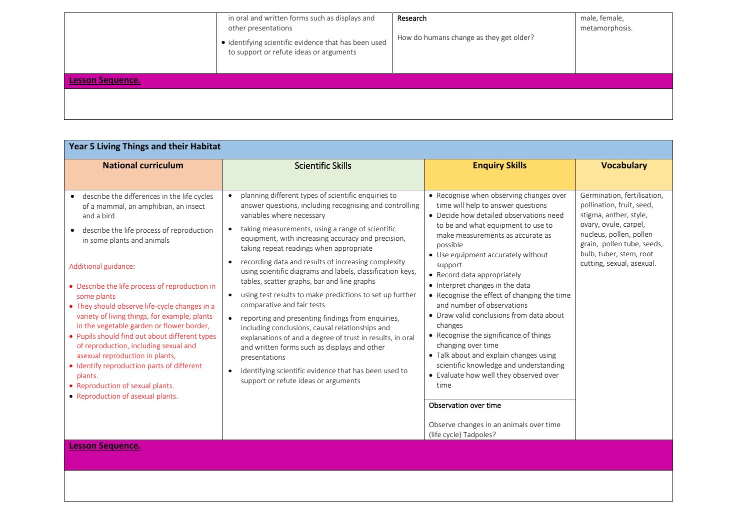| | | | |
|---|---|---|---|
| | in oral and written forms such as displays and other presentations<br>• identifying scientific evidence that has been used to support or refute ideas or arguments | **Research**<br><br>How do humans change as they get older? | male, female, metamorphosis. |

**Lesson Sequence.**

## Year 5 Living Things and their Habitat

| National curriculum | Scientific Skills | Enquiry Skills | Vocabulary |
|---|---|---|---|
| • describe the differences in the life cycles of a mammal, an amphibian, an insect and a bird<br>• describe the life process of reproduction in some plants and animals<br><br>Additional guidance:<br><br>• Describe the life process of reproduction in some plants<br>• They should observe life-cycle changes in a variety of living things, for example, plants in the vegetable garden or flower border,<br>• Pupils should find out about different types of reproduction, including sexual and asexual reproduction in plants,<br>• Identify reproduction parts of different plants.<br>• Reproduction of sexual plants.<br>• Reproduction of asexual plants. | • planning different types of scientific enquiries to answer questions, including recognising and controlling variables where necessary<br>• taking measurements, using a range of scientific equipment, with increasing accuracy and precision, taking repeat readings when appropriate<br>• recording data and results of increasing complexity using scientific diagrams and labels, classification keys, tables, scatter graphs, bar and line graphs<br>• using test results to make predictions to set up further comparative and fair tests<br>• reporting and presenting findings from enquiries, including conclusions, causal relationships and explanations of and a degree of trust in results, in oral and written forms such as displays and other presentations<br>• identifying scientific evidence that has been used to support or refute ideas or arguments | • Recognise when observing changes over time will help to answer questions<br>• Decide how detailed observations need to be and what equipment to use to make measurements as accurate as possible<br>• Use equipment accurately without support<br>• Record data appropriately<br>• Interpret changes in the data<br>• Recognise the effect of changing the time and number of observations<br>• Draw valid conclusions from data about changes<br>• Recognise the significance of things changing over time<br>• Talk about and explain changes using scientific knowledge and understanding<br>• Evaluate how well they observed over time<br><br>**Observation over time**<br><br>Observe changes in an animals over time (life cycle) Tadpoles? | Germination, fertilisation, pollination, fruit, seed, stigma, anther, style, ovary, ovule, carpel, nucleus, pollen, pollen grain, pollen tube, seeds, bulb, tuber, stem, root cutting, sexual, asexual. |

**Lesson Sequence.**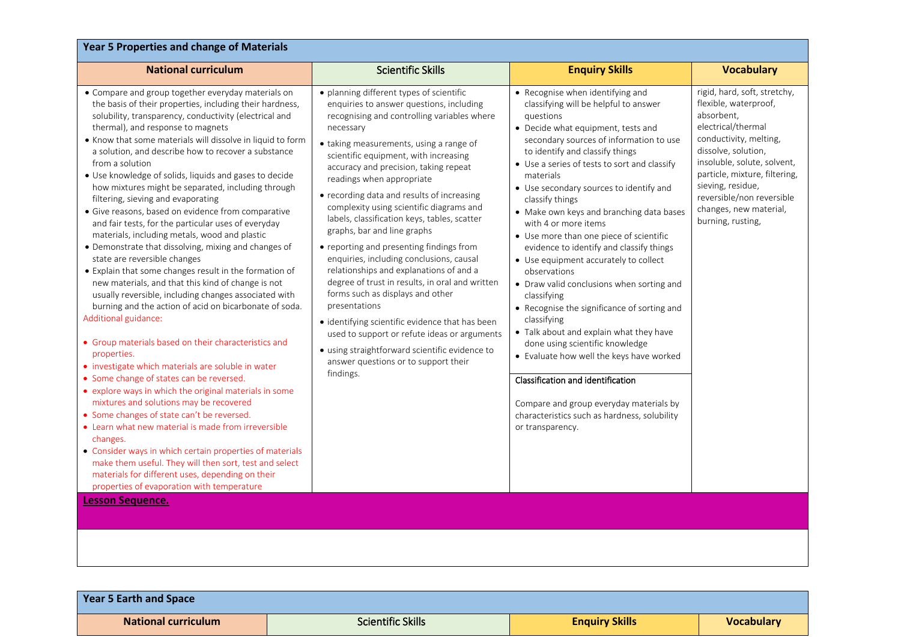## Year 5 Properties and change of Materials

| National curriculum | Scientific Skills | Enquiry Skills | Vocabulary |
|---|---|---|---|
| • Compare and group together everyday materials on the basis of their properties, including their hardness, solubility, transparency, conductivity (electrical and thermal), and response to magnets<br>• Know that some materials will dissolve in liquid to form a solution, and describe how to recover a substance from a solution<br>• Use knowledge of solids, liquids and gases to decide how mixtures might be separated, including through filtering, sieving and evaporating<br>• Give reasons, based on evidence from comparative and fair tests, for the particular uses of everyday materials, including metals, wood and plastic<br>• Demonstrate that dissolving, mixing and changes of state are reversible changes<br>• Explain that some changes result in the formation of new materials, and that this kind of change is not usually reversible, including changes associated with burning and the action of acid on bicarbonate of soda.<br>Additional guidance:<br>• Group materials based on their characteristics and properties.<br>• investigate which materials are soluble in water<br>• Some change of states can be reversed.<br>• explore ways in which the original materials in some mixtures and solutions may be recovered<br>• Some changes of state can't be reversed.<br>• Learn what new material is made from irreversible changes.<br>• Consider ways in which certain properties of materials make them useful. They will then sort, test and select materials for different uses, depending on their properties of evaporation with temperature | • planning different types of scientific enquiries to answer questions, including recognising and controlling variables where necessary<br>• taking measurements, using a range of scientific equipment, with increasing accuracy and precision, taking repeat readings when appropriate<br>• recording data and results of increasing complexity using scientific diagrams and labels, classification keys, tables, scatter graphs, bar and line graphs<br>• reporting and presenting findings from enquiries, including conclusions, causal relationships and explanations of and a degree of trust in results, in oral and written forms such as displays and other presentations<br>• identifying scientific evidence that has been used to support or refute ideas or arguments<br>• using straightforward scientific evidence to answer questions or to support their findings. | • Recognise when identifying and classifying will be helpful to answer questions<br>• Decide what equipment, tests and secondary sources of information to use to identify and classify things<br>• Use a series of tests to sort and classify materials<br>• Use secondary sources to identify and classify things<br>• Make own keys and branching data bases with 4 or more items<br>• Use more than one piece of scientific evidence to identify and classify things<br>• Use equipment accurately to collect observations<br>• Draw valid conclusions when sorting and classifying<br>• Recognise the significance of sorting and classifying<br>• Talk about and explain what they have done using scientific knowledge<br>• Evaluate how well the keys have worked<br><br>Classification and identification<br><br>Compare and group everyday materials by characteristics such as hardness, solubility or transparency. | rigid, hard, soft, stretchy, flexible, waterproof, absorbent, electrical/thermal conductivity, melting, dissolve, solution, insoluble, solute, solvent, particle, mixture, filtering, sieving, residue, reversible/non reversible changes, new material, burning, rusting, |

**Lesson Sequence.**

## Year 5 Earth and Space

| National curriculum | Scientific Skills | Enquiry Skills | Vocabulary |
|---|---|---|---|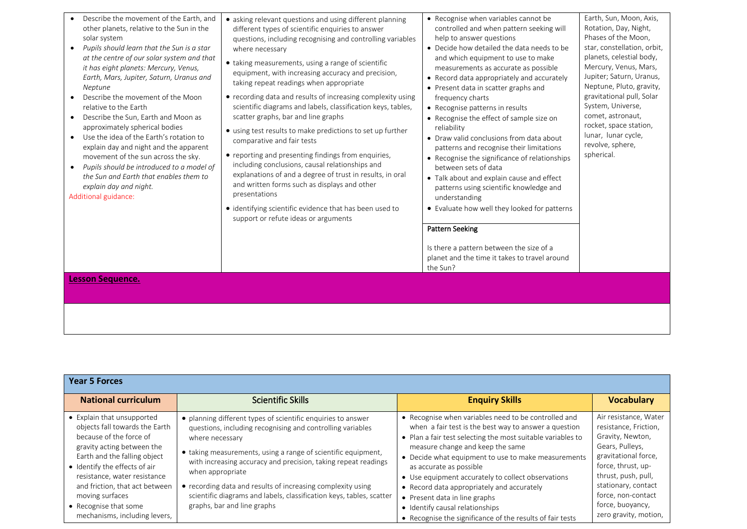| | | | |
|---|---|---|---|
| • Describe the movement of the Earth, and other planets, relative to the Sun in the solar system<br>• *Pupils should learn that the Sun is a star at the centre of our solar system and that it has eight planets: Mercury, Venus, Earth, Mars, Jupiter, Saturn, Uranus and Neptune*<br>• Describe the movement of the Moon relative to the Earth<br>• Describe the Sun, Earth and Moon as approximately spherical bodies<br>• Use the idea of the Earth's rotation to explain day and night and the apparent movement of the sun across the sky.<br>• *Pupils should be introduced to a model of the Sun and Earth that enables them to explain day and night.*<br>Additional guidance: | • asking relevant questions and using different planning different types of scientific enquiries to answer questions, including recognising and controlling variables where necessary<br>• taking measurements, using a range of scientific equipment, with increasing accuracy and precision, taking repeat readings when appropriate<br>• recording data and results of increasing complexity using scientific diagrams and labels, classification keys, tables, scatter graphs, bar and line graphs<br>• using test results to make predictions to set up further comparative and fair tests<br>• reporting and presenting findings from enquiries, including conclusions, causal relationships and explanations of and a degree of trust in results, in oral and written forms such as displays and other presentations<br>• identifying scientific evidence that has been used to support or refute ideas or arguments | • Recognise when variables cannot be controlled and when pattern seeking will help to answer questions<br>• Decide how detailed the data needs to be and which equipment to use to make measurements as accurate as possible<br>• Record data appropriately and accurately<br>• Present data in scatter graphs and frequency charts<br>• Recognise patterns in results<br>• Recognise the effect of sample size on reliability<br>• Draw valid conclusions from data about patterns and recognise their limitations<br>• Recognise the significance of relationships between sets of data<br>• Talk about and explain cause and effect patterns using scientific knowledge and understanding<br>• Evaluate how well they looked for patterns<br><br>Pattern Seeking<br><br>Is there a pattern between the size of a planet and the time it takes to travel around the Sun? | Earth, Sun, Moon, Axis, Rotation, Day, Night, Phases of the Moon, star, constellation, orbit, planets, celestial body, Mercury, Venus, Mars, Jupiter; Saturn, Uranus, Neptune, Pluto, gravity, gravitational pull, Solar System, Universe, comet, astronaut, rocket, space station, lunar, lunar cycle, revolve, sphere, spherical. |
| **Lesson Sequence.** | | | |
| | | | |

| **Year 5 Forces** | | | |
|---|---|---|---|
| **National curriculum** | Scientific Skills | **Enquiry Skills** | **Vocabulary** |
| • Explain that unsupported objects fall towards the Earth because of the force of gravity acting between the Earth and the falling object<br>• Identify the effects of air resistance, water resistance and friction, that act between moving surfaces<br>• Recognise that some mechanisms, including levers, | • planning different types of scientific enquiries to answer questions, including recognising and controlling variables where necessary<br>• taking measurements, using a range of scientific equipment, with increasing accuracy and precision, taking repeat readings when appropriate<br>• recording data and results of increasing complexity using scientific diagrams and labels, classification keys, tables, scatter graphs, bar and line graphs | • Recognise when variables need to be controlled and when a fair test is the best way to answer a question<br>• Plan a fair test selecting the most suitable variables to measure change and keep the same<br>• Decide what equipment to use to make measurements as accurate as possible<br>• Use equipment accurately to collect observations<br>• Record data appropriately and accurately<br>• Present data in line graphs<br>• Identify causal relationships<br>• Recognise the significance of the results of fair tests | Air resistance, Water resistance, Friction, Gravity, Newton, Gears, Pulleys, gravitational force, force, thrust, up-thrust, push, pull, stationary, contact force, non-contact force, buoyancy, zero gravity, motion, |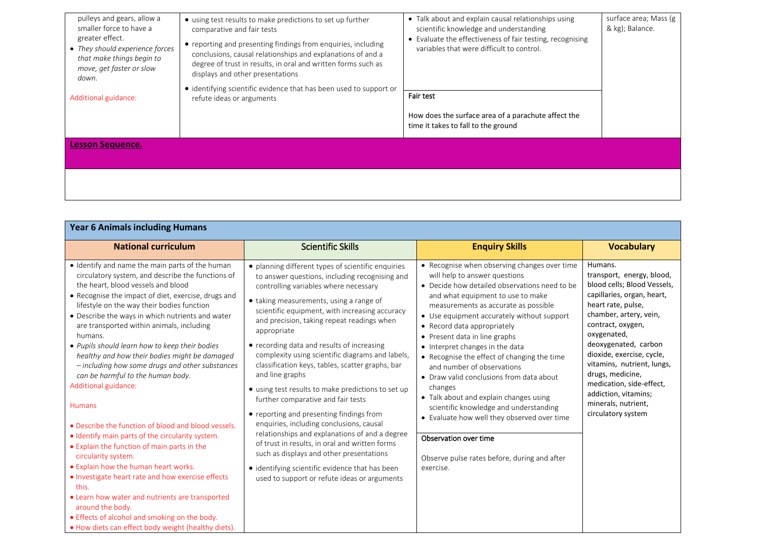| | | | |
|---|---|---|---|
| pulleys and gears, allow a smaller force to have a greater effect.<br>• *They should experience forces that make things begin to move, get faster or slow down.*<br><br>Additional guidance: | • using test results to make predictions to set up further comparative and fair tests<br>• reporting and presenting findings from enquiries, including conclusions, causal relationships and explanations of and a degree of trust in results, in oral and written forms such as displays and other presentations<br>• identifying scientific evidence that has been used to support or refute ideas or arguments | • Talk about and explain causal relationships using scientific knowledge and understanding<br>• Evaluate the effectiveness of fair testing, recognising variables that were difficult to control.<br><br>Fair test<br><br>How does the surface area of a parachute affect the time it takes to fall to the ground | surface area; Mass (g & kg); Balance. |
| **Lesson Sequence.** | | | |
| | | | |

## Year 6 Animals including Humans

| National curriculum | Scientific Skills | Enquiry Skills | Vocabulary |
|---|---|---|---|
| • Identify and name the main parts of the human circulatory system, and describe the functions of the heart, blood vessels and blood<br>• Recognise the impact of diet, exercise, drugs and lifestyle on the way their bodies function<br>• Describe the ways in which nutrients and water are transported within animals, including humans.<br>• *Pupils should learn how to keep their bodies healthy and how their bodies might be damaged – including how some drugs and other substances can be harmful to the human body.*<br>Additional guidance:<br><br>Humans<br><br>• Describe the function of blood and blood vessels.<br>• Identify main parts of the circularity system.<br>• Explain the function of main parts in the circularity system.<br>• Explain how the human heart works.<br>• Investigate heart rate and how exercise effects this.<br>• Learn how water and nutrients are transported around the body.<br>• Effects of alcohol and smoking on the body.<br>• How diets can effect body weight (healthy diets). | • planning different types of scientific enquiries to answer questions, including recognising and controlling variables where necessary<br>• taking measurements, using a range of scientific equipment, with increasing accuracy and precision, taking repeat readings when appropriate<br>• recording data and results of increasing complexity using scientific diagrams and labels, classification keys, tables, scatter graphs, bar and line graphs<br>• using test results to make predictions to set up further comparative and fair tests<br>• reporting and presenting findings from enquiries, including conclusions, causal relationships and explanations of and a degree of trust in results, in oral and written forms such as displays and other presentations<br>• identifying scientific evidence that has been used to support or refute ideas or arguments | • Recognise when observing changes over time will help to answer questions<br>• Decide how detailed observations need to be and what equipment to use to make measurements as accurate as possible<br>• Use equipment accurately without support<br>• Record data appropriately<br>• Present data in line graphs<br>• Interpret changes in the data<br>• Recognise the effect of changing the time and number of observations<br>• Draw valid conclusions from data about changes<br>• Talk about and explain changes using scientific knowledge and understanding<br>• Evaluate how well they observed over time<br><br>Observation over time<br><br>Observe pulse rates before, during and after exercise. | Humans.<br>transport, energy, blood, blood cells; Blood Vessels, capillaries, organ, heart, heart rate, pulse, chamber, artery, vein, contract, oxygen, oxygenated, deoxygenated, carbon dioxide, exercise, cycle, vitamins, nutrient, lungs, drugs, medicine, medication, side-effect, addiction, vitamins; minerals, nutrient, circulatory system |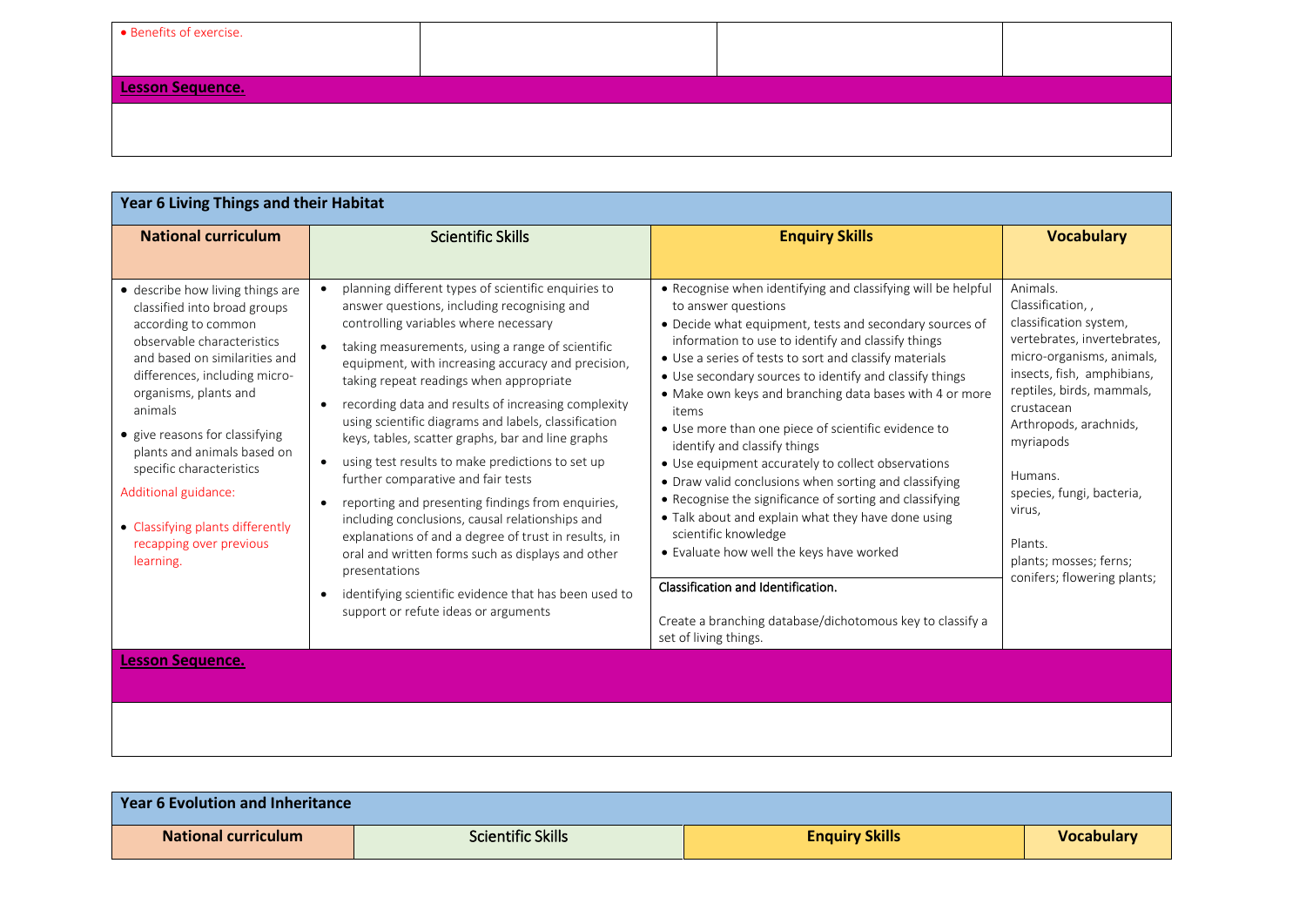| • Benefits of exercise. | | | |
|---|---|---|---|
| **Lesson Sequence.** | | | |
| | | | |

| **Year 6 Living Things and their Habitat** | | | |
|---|---|---|---|
| **National curriculum** | Scientific Skills | **Enquiry Skills** | **Vocabulary** |
| • describe how living things are classified into broad groups according to common observable characteristics and based on similarities and differences, including micro-organisms, plants and animals<br>• give reasons for classifying plants and animals based on specific characteristics<br>Additional guidance:<br>• Classifying plants differently recapping over previous learning. | • planning different types of scientific enquiries to answer questions, including recognising and controlling variables where necessary<br>• taking measurements, using a range of scientific equipment, with increasing accuracy and precision, taking repeat readings when appropriate<br>• recording data and results of increasing complexity using scientific diagrams and labels, classification keys, tables, scatter graphs, bar and line graphs<br>• using test results to make predictions to set up further comparative and fair tests<br>• reporting and presenting findings from enquiries, including conclusions, causal relationships and explanations of and a degree of trust in results, in oral and written forms such as displays and other presentations<br>• identifying scientific evidence that has been used to support or refute ideas or arguments | • Recognise when identifying and classifying will be helpful to answer questions<br>• Decide what equipment, tests and secondary sources of information to use to identify and classify things<br>• Use a series of tests to sort and classify materials<br>• Use secondary sources to identify and classify things<br>• Make own keys and branching data bases with 4 or more items<br>• Use more than one piece of scientific evidence to identify and classify things<br>• Use equipment accurately to collect observations<br>• Draw valid conclusions when sorting and classifying<br>• Recognise the significance of sorting and classifying<br>• Talk about and explain what they have done using scientific knowledge<br>• Evaluate how well the keys have worked<br><br>Classification and Identification.<br><br>Create a branching database/dichotomous key to classify a set of living things. | Animals.<br>Classification, ,<br>classification system, vertebrates, invertebrates, micro-organisms, animals, insects, fish, amphibians, reptiles, birds, mammals, crustacean<br>Arthropods, arachnids, myriapods<br><br>Humans.<br>species, fungi, bacteria, virus,<br><br>Plants.<br>plants; mosses; ferns; conifers; flowering plants; |
| **Lesson Sequence.** | | | |
| | | | |

| **Year 6 Evolution and Inheritance** | | | |
|---|---|---|---|
| **National curriculum** | Scientific Skills | **Enquiry Skills** | **Vocabulary** |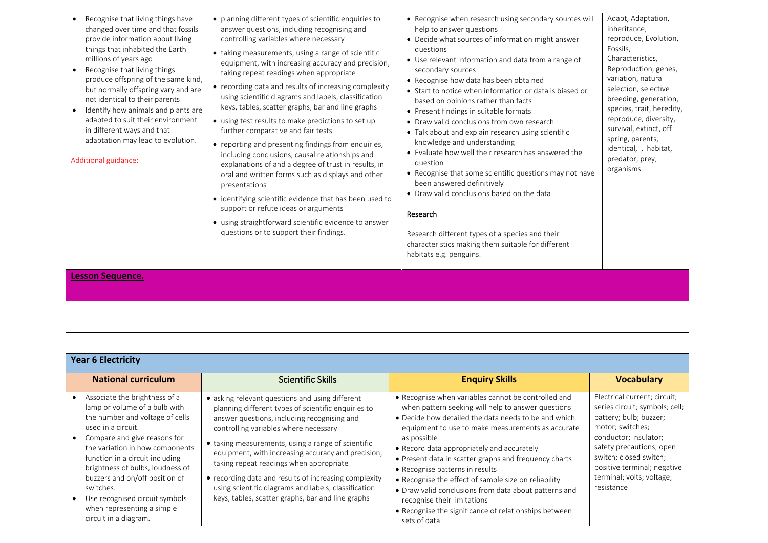| | | | |
|---|---|---|---|
| • Recognise that living things have changed over time and that fossils provide information about living things that inhabited the Earth millions of years ago<br>• Recognise that living things produce offspring of the same kind, but normally offspring vary and are not identical to their parents<br>• Identify how animals and plants are adapted to suit their environment in different ways and that adaptation may lead to evolution.<br><br>Additional guidance: | • planning different types of scientific enquiries to answer questions, including recognising and controlling variables where necessary<br>• taking measurements, using a range of scientific equipment, with increasing accuracy and precision, taking repeat readings when appropriate<br>• recording data and results of increasing complexity using scientific diagrams and labels, classification keys, tables, scatter graphs, bar and line graphs<br>• using test results to make predictions to set up further comparative and fair tests<br>• reporting and presenting findings from enquiries, including conclusions, causal relationships and explanations of and a degree of trust in results, in oral and written forms such as displays and other presentations<br>• identifying scientific evidence that has been used to support or refute ideas or arguments<br>• using straightforward scientific evidence to answer questions or to support their findings. | • Recognise when research using secondary sources will help to answer questions<br>• Decide what sources of information might answer questions<br>• Use relevant information and data from a range of secondary sources<br>• Recognise how data has been obtained<br>• Start to notice when information or data is biased or based on opinions rather than facts<br>• Present findings in suitable formats<br>• Draw valid conclusions from own research<br>• Talk about and explain research using scientific knowledge and understanding<br>• Evaluate how well their research has answered the question<br>• Recognise that some scientific questions may not have been answered definitively<br>• Draw valid conclusions based on the data<br><br>**Research**<br><br>Research different types of a species and their characteristics making them suitable for different habitats e.g. penguins. | Adapt, Adaptation, inheritance, reproduce, Evolution, Fossils, Characteristics, Reproduction, genes, variation, natural selection, selective breeding, generation, species, trait, heredity, reproduce, diversity, survival, extinct, off spring, parents, identical, , habitat, predator, prey, organisms |
| **Lesson Sequence.** | | | |
| | | | |

| **Year 6 Electricity** | | | |
|---|---|---|---|
| **National curriculum** | **Scientific Skills** | **Enquiry Skills** | **Vocabulary** |
| • Associate the brightness of a lamp or volume of a bulb with the number and voltage of cells used in a circuit.<br>• Compare and give reasons for the variation in how components function in a circuit including brightness of bulbs, loudness of buzzers and on/off position of switches.<br>• Use recognised circuit symbols when representing a simple circuit in a diagram. | • asking relevant questions and using different planning different types of scientific enquiries to answer questions, including recognising and controlling variables where necessary<br>• taking measurements, using a range of scientific equipment, with increasing accuracy and precision, taking repeat readings when appropriate<br>• recording data and results of increasing complexity using scientific diagrams and labels, classification keys, tables, scatter graphs, bar and line graphs | • Recognise when variables cannot be controlled and when pattern seeking will help to answer questions<br>• Decide how detailed the data needs to be and which equipment to use to make measurements as accurate as possible<br>• Record data appropriately and accurately<br>• Present data in scatter graphs and frequency charts<br>• Recognise patterns in results<br>• Recognise the effect of sample size on reliability<br>• Draw valid conclusions from data about patterns and recognise their limitations<br>• Recognise the significance of relationships between sets of data | Electrical current; circuit; series circuit; symbols; cell; battery; bulb; buzzer; motor; switches; conductor; insulator; safety precautions; open switch; closed switch; positive terminal; negative terminal; volts; voltage; resistance |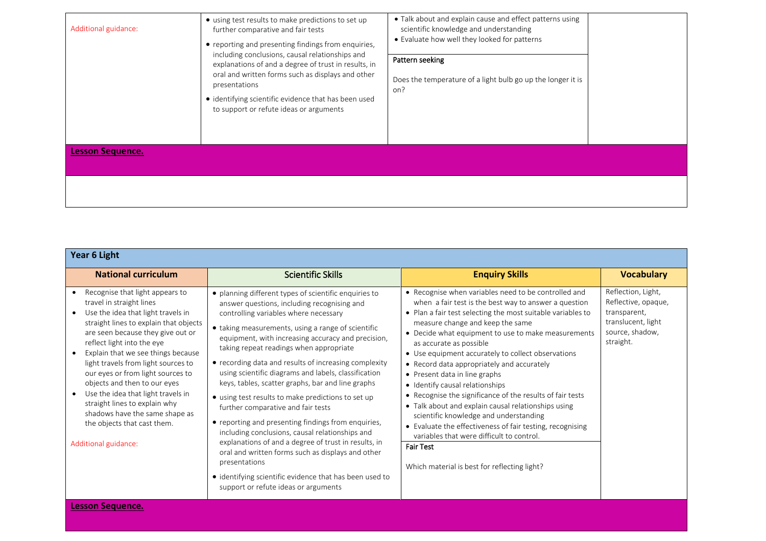| | | | |
|---|---|---|---|
| Additional guidance: | • using test results to make predictions to set up further comparative and fair tests<br>• reporting and presenting findings from enquiries, including conclusions, causal relationships and explanations of and a degree of trust in results, in oral and written forms such as displays and other presentations<br>• identifying scientific evidence that has been used to support or refute ideas or arguments | • Talk about and explain cause and effect patterns using scientific knowledge and understanding<br>• Evaluate how well they looked for patterns<br><br>Pattern seeking<br><br>Does the temperature of a light bulb go up the longer it is on? | |
| **Lesson Sequence.** | | | |
| | | | |

**Year 6 Light**

| National curriculum | Scientific Skills | Enquiry Skills | Vocabulary |
|---|---|---|---|
| • Recognise that light appears to travel in straight lines<br>• Use the idea that light travels in straight lines to explain that objects are seen because they give out or reflect light into the eye<br>• Explain that we see things because light travels from light sources to our eyes or from light sources to objects and then to our eyes<br>• Use the idea that light travels in straight lines to explain why shadows have the same shape as the objects that cast them.<br><br>Additional guidance: | • planning different types of scientific enquiries to answer questions, including recognising and controlling variables where necessary<br>• taking measurements, using a range of scientific equipment, with increasing accuracy and precision, taking repeat readings when appropriate<br>• recording data and results of increasing complexity using scientific diagrams and labels, classification keys, tables, scatter graphs, bar and line graphs<br>• using test results to make predictions to set up further comparative and fair tests<br>• reporting and presenting findings from enquiries, including conclusions, causal relationships and explanations of and a degree of trust in results, in oral and written forms such as displays and other presentations<br>• identifying scientific evidence that has been used to support or refute ideas or arguments | • Recognise when variables need to be controlled and when a fair test is the best way to answer a question<br>• Plan a fair test selecting the most suitable variables to measure change and keep the same<br>• Decide what equipment to use to make measurements as accurate as possible<br>• Use equipment accurately to collect observations<br>• Record data appropriately and accurately<br>• Present data in line graphs<br>• Identify causal relationships<br>• Recognise the significance of the results of fair tests<br>• Talk about and explain causal relationships using scientific knowledge and understanding<br>• Evaluate the effectiveness of fair testing, recognising variables that were difficult to control.<br><br>Fair Test<br><br>Which material is best for reflecting light? | Reflection, Light, Reflective, opaque, transparent, translucent, light source, shadow, straight. |
| **Lesson Sequence.** | | | |